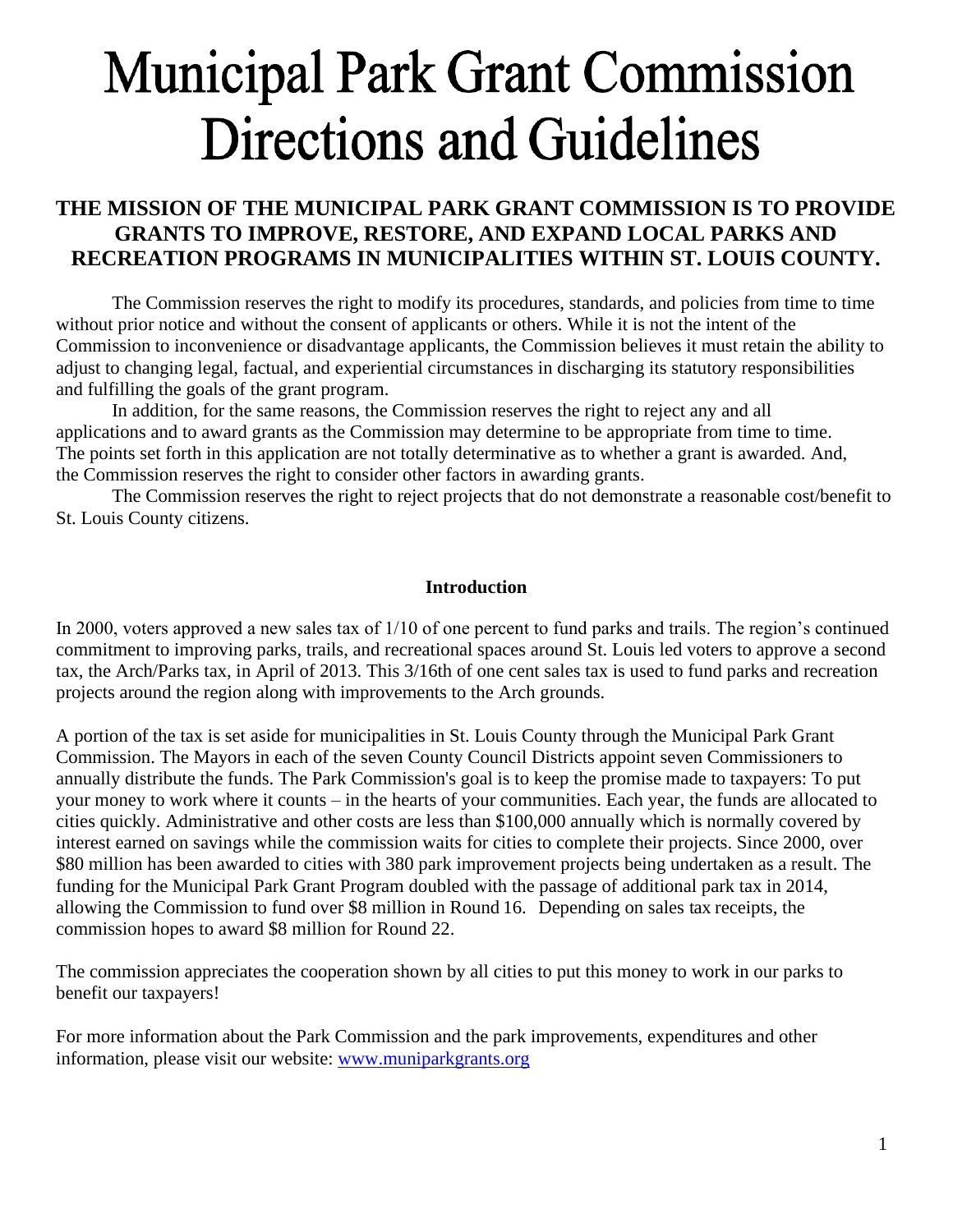# Municipal Park Grant Commission Directions and Guidelines

**THE MISSION OF THE MUNICIPAL PARK GRANT COMMISSION IS TO PROVIDE GRANTS TO IMPROVE, RESTORE, AND EXPAND LOCAL PARKS AND RECREATION PROGRAMS IN MUNICIPALITIES WITHIN ST. LOUIS COUNTY.**

The Commission reserves the right to modify its procedures, standards, and policies from time to time without prior notice and without the consent of applicants or others. While it is not the intent of the Commission to inconvenience or disadvantage applicants, the Commission believes it must retain the ability to adjust to changing legal, factual, and experiential circumstances in discharging its statutory responsibilities and fulfilling the goals of the grant program.

In addition, for the same reasons, the Commission reserves the right to reject any and all applications and to award grants as the Commission may determine to be appropriate from time to time. The points set forth in this application are not totally determinative as to whether a grant is awarded. And, the Commission reserves the right to consider other factors in awarding grants.

The Commission reserves the right to reject projects that do not demonstrate a reasonable cost/benefit to St. Louis County citizens.

## Introduction

In 2000, voters approved a new sales tax of 1/10 of one percent to fund parks and trails. The region's continued commitment to improving parks, trails, and recreational spaces around St. Louis led voters to approve a second tax, the Arch/Parks tax, in April of 2013. This 3/16th of one cent sales tax is used to fund parks and recreation projects around the region along with improvements to the Arch grounds.

A portion of the tax is set aside for municipalities in St. Louis County through the Municipal Park Grant Commission. The Mayors in each of the seven County Council Districts appoint seven Commissioners to annually distribute the funds. The Park Commission's goal is to keep the promise made to taxpayers: To put your money to work where it counts – in the hearts of your communities. Each year, the funds are allocated to cities quickly. Administrative and other costs are less than $100,000 annually which is normally covered by interest earned on savings while the commission waits for cities to complete their projects. Since 2000, over $80 million has been awarded to cities with 380 park improvement projects being undertaken as a result. The funding for the Municipal Park Grant Program doubled with the passage of additional park tax in 2014, allowing the Commission to fund over $8 million in Round 16. Depending on sales tax receipts, the commission hopes to award $8 million for Round 22.

The commission appreciates the cooperation shown by all cities to put this money to work in our parks to benefit our taxpayers!

For more information about the Park Commission and the park improvements, expenditures and other information, please visit our website: [www.muniparkgrants.org](http://www.muniparkgrants.org)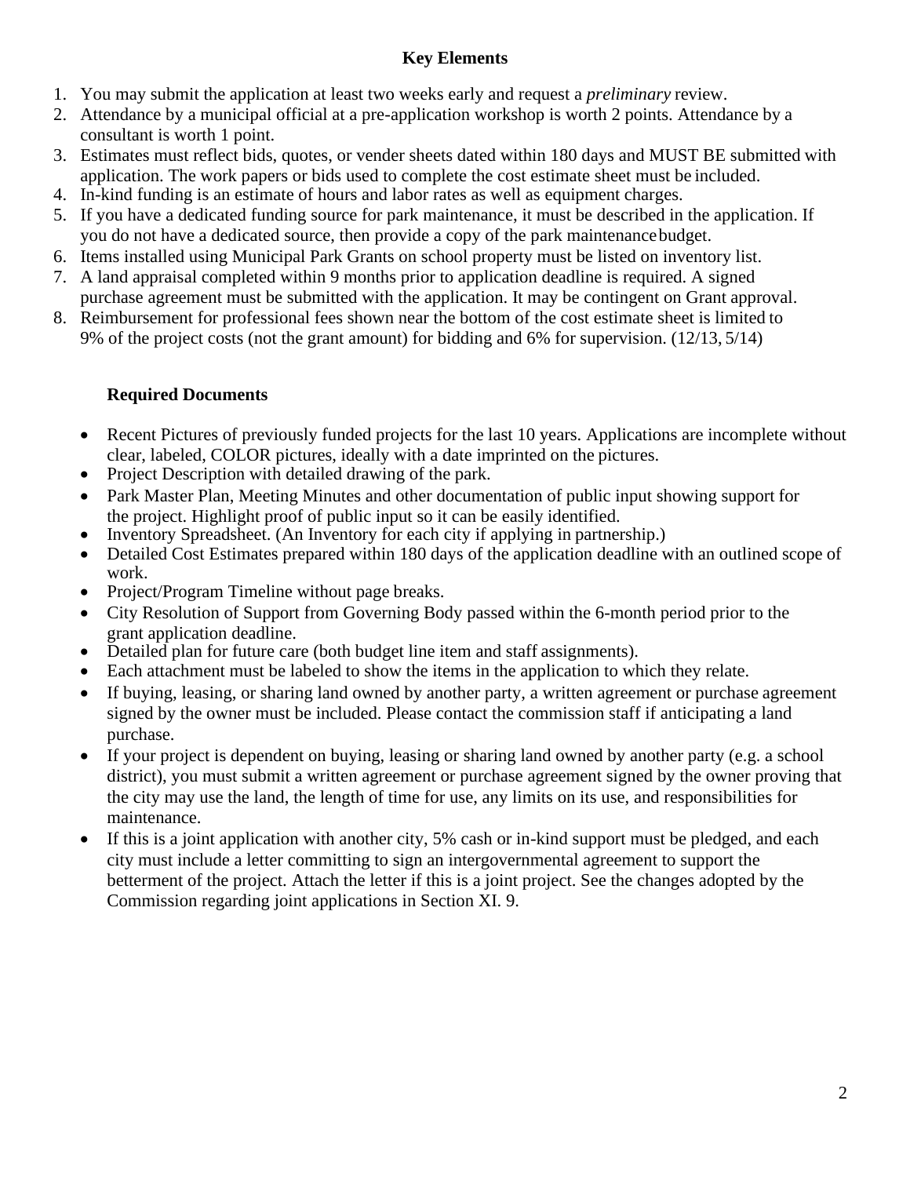## Key Elements

1. You may submit the application at least two weeks early and request a *preliminary* review.
2. Attendance by a municipal official at a pre-application workshop is worth 2 points. Attendance by a consultant is worth 1 point.
3. Estimates must reflect bids, quotes, or vender sheets dated within 180 days and MUST BE submitted with application. The work papers or bids used to complete the cost estimate sheet must be included.
4. In-kind funding is an estimate of hours and labor rates as well as equipment charges.
5. If you have a dedicated funding source for park maintenance, it must be described in the application. If you do not have a dedicated source, then provide a copy of the park maintenance budget.
6. Items installed using Municipal Park Grants on school property must be listed on inventory list.
7. A land appraisal completed within 9 months prior to application deadline is required. A signed purchase agreement must be submitted with the application. It may be contingent on Grant approval.
8. Reimbursement for professional fees shown near the bottom of the cost estimate sheet is limited to 9% of the project costs (not the grant amount) for bidding and 6% for supervision. (12/13, 5/14)

### Required Documents

- Recent Pictures of previously funded projects for the last 10 years. Applications are incomplete without clear, labeled, COLOR pictures, ideally with a date imprinted on the pictures.
- Project Description with detailed drawing of the park.
- Park Master Plan, Meeting Minutes and other documentation of public input showing support for the project. Highlight proof of public input so it can be easily identified.
- Inventory Spreadsheet. (An Inventory for each city if applying in partnership.)
- Detailed Cost Estimates prepared within 180 days of the application deadline with an outlined scope of work.
- Project/Program Timeline without page breaks.
- City Resolution of Support from Governing Body passed within the 6-month period prior to the grant application deadline.
- Detailed plan for future care (both budget line item and staff assignments).
- Each attachment must be labeled to show the items in the application to which they relate.
- If buying, leasing, or sharing land owned by another party, a written agreement or purchase agreement signed by the owner must be included. Please contact the commission staff if anticipating a land purchase.
- If your project is dependent on buying, leasing or sharing land owned by another party (e.g. a school district), you must submit a written agreement or purchase agreement signed by the owner proving that the city may use the land, the length of time for use, any limits on its use, and responsibilities for maintenance.
- If this is a joint application with another city, 5% cash or in-kind support must be pledged, and each city must include a letter committing to sign an intergovernmental agreement to support the betterment of the project. Attach the letter if this is a joint project. See the changes adopted by the Commission regarding joint applications in Section XI. 9.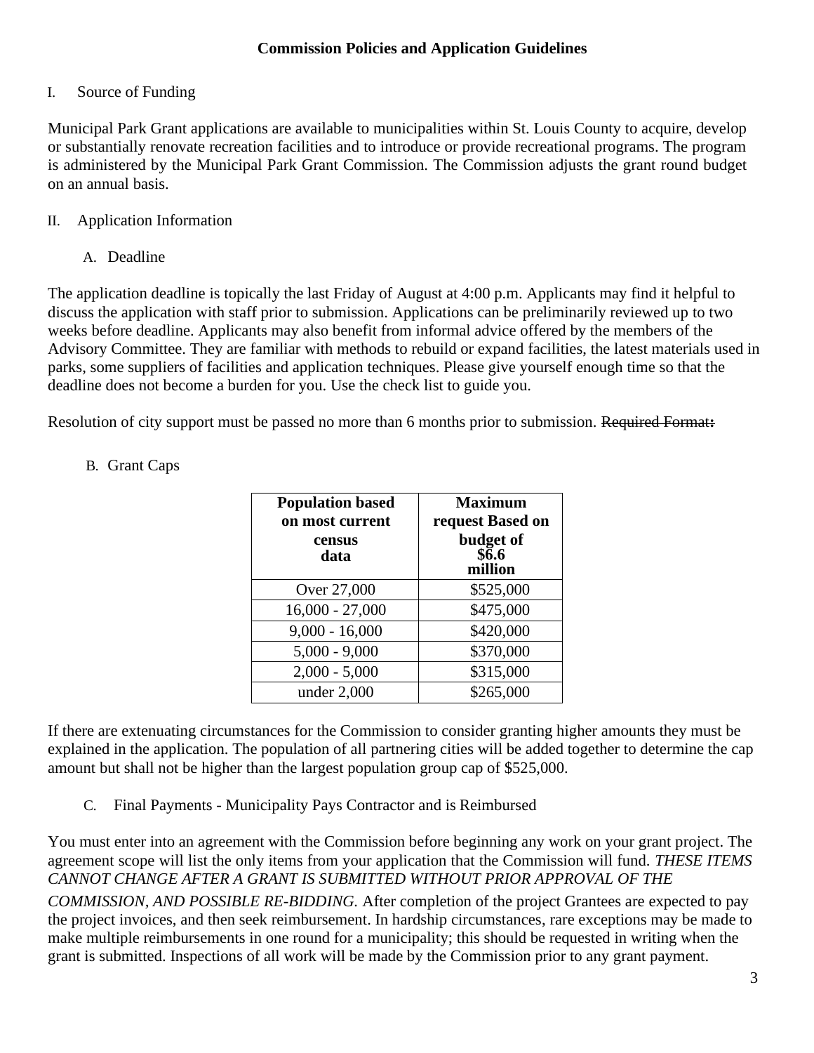## Commission Policies and Application Guidelines

### I. Source of Funding

Municipal Park Grant applications are available to municipalities within St. Louis County to acquire, develop or substantially renovate recreation facilities and to introduce or provide recreational programs. The program is administered by the Municipal Park Grant Commission. The Commission adjusts the grant round budget on an annual basis.

### II. Application Information

#### A. Deadline

The application deadline is topically the last Friday of August at 4:00 p.m. Applicants may find it helpful to discuss the application with staff prior to submission. Applications can be preliminarily reviewed up to two weeks before deadline. Applicants may also benefit from informal advice offered by the members of the Advisory Committee. They are familiar with methods to rebuild or expand facilities, the latest materials used in parks, some suppliers of facilities and application techniques. Please give yourself enough time so that the deadline does not become a burden for you. Use the check list to guide you.

Resolution of city support must be passed no more than 6 months prior to submission. ~~Required Format:~~

#### B. Grant Caps

| Population based on most current census data | Maximum request Based on budget of $6.6 million |
|---|---|
| Over 27,000 | $525,000 |
| 16,000 - 27,000 | $475,000 |
| 9,000 - 16,000 | $420,000 |
| 5,000 - 9,000 | $370,000 |
| 2,000 - 5,000 | $315,000 |
| under 2,000 | $265,000 |

If there are extenuating circumstances for the Commission to consider granting higher amounts they must be explained in the application. The population of all partnering cities will be added together to determine the cap amount but shall not be higher than the largest population group cap of $525,000.

#### C. Final Payments - Municipality Pays Contractor and is Reimbursed

You must enter into an agreement with the Commission before beginning any work on your grant project. The agreement scope will list the only items from your application that the Commission will fund. *THESE ITEMS CANNOT CHANGE AFTER A GRANT IS SUBMITTED WITHOUT PRIOR APPROVAL OF THE COMMISSION, AND POSSIBLE RE-BIDDING.* After completion of the project Grantees are expected to pay the project invoices, and then seek reimbursement. In hardship circumstances, rare exceptions may be made to make multiple reimbursements in one round for a municipality; this should be requested in writing when the grant is submitted. Inspections of all work will be made by the Commission prior to any grant payment.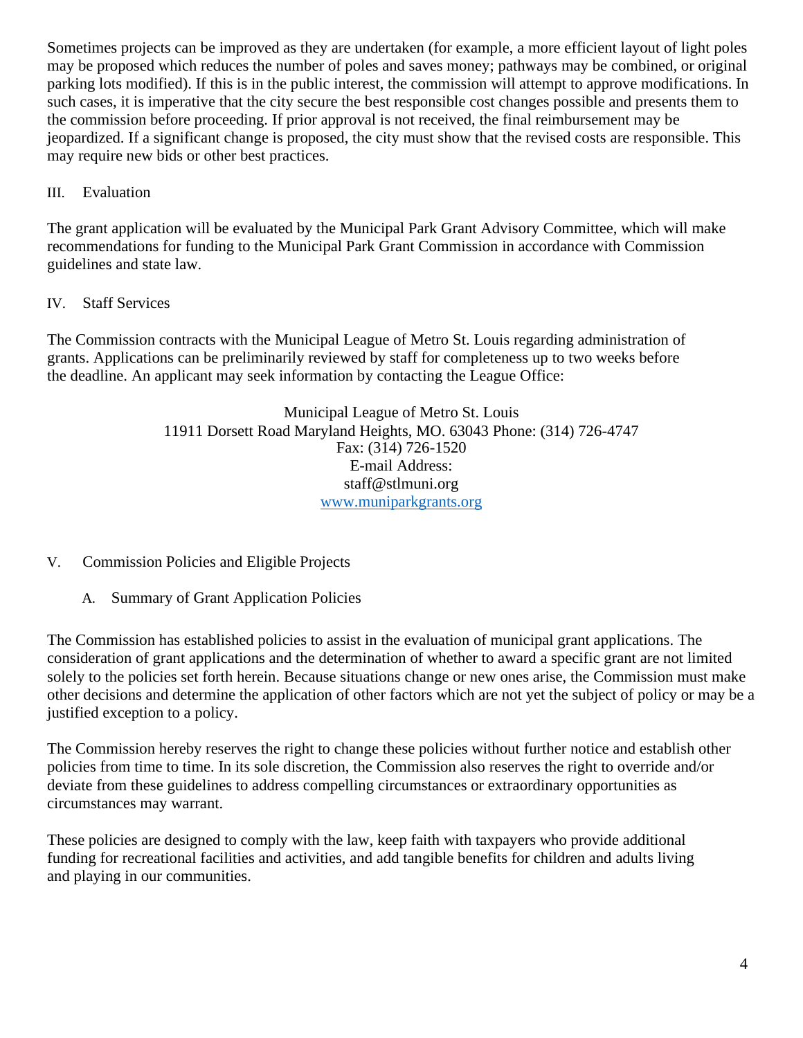Sometimes projects can be improved as they are undertaken (for example, a more efficient layout of light poles may be proposed which reduces the number of poles and saves money; pathways may be combined, or original parking lots modified). If this is in the public interest, the commission will attempt to approve modifications. In such cases, it is imperative that the city secure the best responsible cost changes possible and presents them to the commission before proceeding. If prior approval is not received, the final reimbursement may be jeopardized. If a significant change is proposed, the city must show that the revised costs are responsible. This may require new bids or other best practices.

## III. Evaluation

The grant application will be evaluated by the Municipal Park Grant Advisory Committee, which will make recommendations for funding to the Municipal Park Grant Commission in accordance with Commission guidelines and state law.

## IV. Staff Services

The Commission contracts with the Municipal League of Metro St. Louis regarding administration of grants. Applications can be preliminarily reviewed by staff for completeness up to two weeks before the deadline. An applicant may seek information by contacting the League Office:

Municipal League of Metro St. Louis
11911 Dorsett Road Maryland Heights, MO. 63043 Phone: (314) 726-4747
Fax: (314) 726-1520
E-mail Address:
staff@stlmuni.org
www.muniparkgrants.org

## V. Commission Policies and Eligible Projects

### A. Summary of Grant Application Policies

The Commission has established policies to assist in the evaluation of municipal grant applications. The consideration of grant applications and the determination of whether to award a specific grant are not limited solely to the policies set forth herein. Because situations change or new ones arise, the Commission must make other decisions and determine the application of other factors which are not yet the subject of policy or may be a justified exception to a policy.

The Commission hereby reserves the right to change these policies without further notice and establish other policies from time to time. In its sole discretion, the Commission also reserves the right to override and/or deviate from these guidelines to address compelling circumstances or extraordinary opportunities as circumstances may warrant.

These policies are designed to comply with the law, keep faith with taxpayers who provide additional funding for recreational facilities and activities, and add tangible benefits for children and adults living and playing in our communities.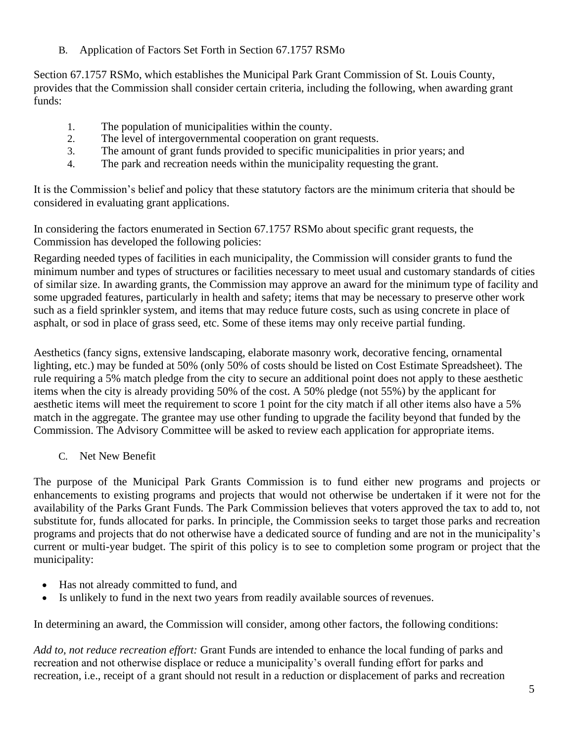### B. Application of Factors Set Forth in Section 67.1757 RSMo

Section 67.1757 RSMo, which establishes the Municipal Park Grant Commission of St. Louis County, provides that the Commission shall consider certain criteria, including the following, when awarding grant funds:

1. The population of municipalities within the county.
2. The level of intergovernmental cooperation on grant requests.
3. The amount of grant funds provided to specific municipalities in prior years; and
4. The park and recreation needs within the municipality requesting the grant.

It is the Commission's belief and policy that these statutory factors are the minimum criteria that should be considered in evaluating grant applications.

In considering the factors enumerated in Section 67.1757 RSMo about specific grant requests, the Commission has developed the following policies:

Regarding needed types of facilities in each municipality, the Commission will consider grants to fund the minimum number and types of structures or facilities necessary to meet usual and customary standards of cities of similar size. In awarding grants, the Commission may approve an award for the minimum type of facility and some upgraded features, particularly in health and safety; items that may be necessary to preserve other work such as a field sprinkler system, and items that may reduce future costs, such as using concrete in place of asphalt, or sod in place of grass seed, etc. Some of these items may only receive partial funding.

Aesthetics (fancy signs, extensive landscaping, elaborate masonry work, decorative fencing, ornamental lighting, etc.) may be funded at 50% (only 50% of costs should be listed on Cost Estimate Spreadsheet). The rule requiring a 5% match pledge from the city to secure an additional point does not apply to these aesthetic items when the city is already providing 50% of the cost. A 50% pledge (not 55%) by the applicant for aesthetic items will meet the requirement to score 1 point for the city match if all other items also have a 5% match in the aggregate. The grantee may use other funding to upgrade the facility beyond that funded by the Commission. The Advisory Committee will be asked to review each application for appropriate items.

### C. Net New Benefit

The purpose of the Municipal Park Grants Commission is to fund either new programs and projects or enhancements to existing programs and projects that would not otherwise be undertaken if it were not for the availability of the Parks Grant Funds. The Park Commission believes that voters approved the tax to add to, not substitute for, funds allocated for parks. In principle, the Commission seeks to target those parks and recreation programs and projects that do not otherwise have a dedicated source of funding and are not in the municipality's current or multi-year budget. The spirit of this policy is to see to completion some program or project that the municipality:

- Has not already committed to fund, and
- Is unlikely to fund in the next two years from readily available sources of revenues.

In determining an award, the Commission will consider, among other factors, the following conditions:

*Add to, not reduce recreation effort:* Grant Funds are intended to enhance the local funding of parks and recreation and not otherwise displace or reduce a municipality's overall funding effort for parks and recreation, i.e., receipt of a grant should not result in a reduction or displacement of parks and recreation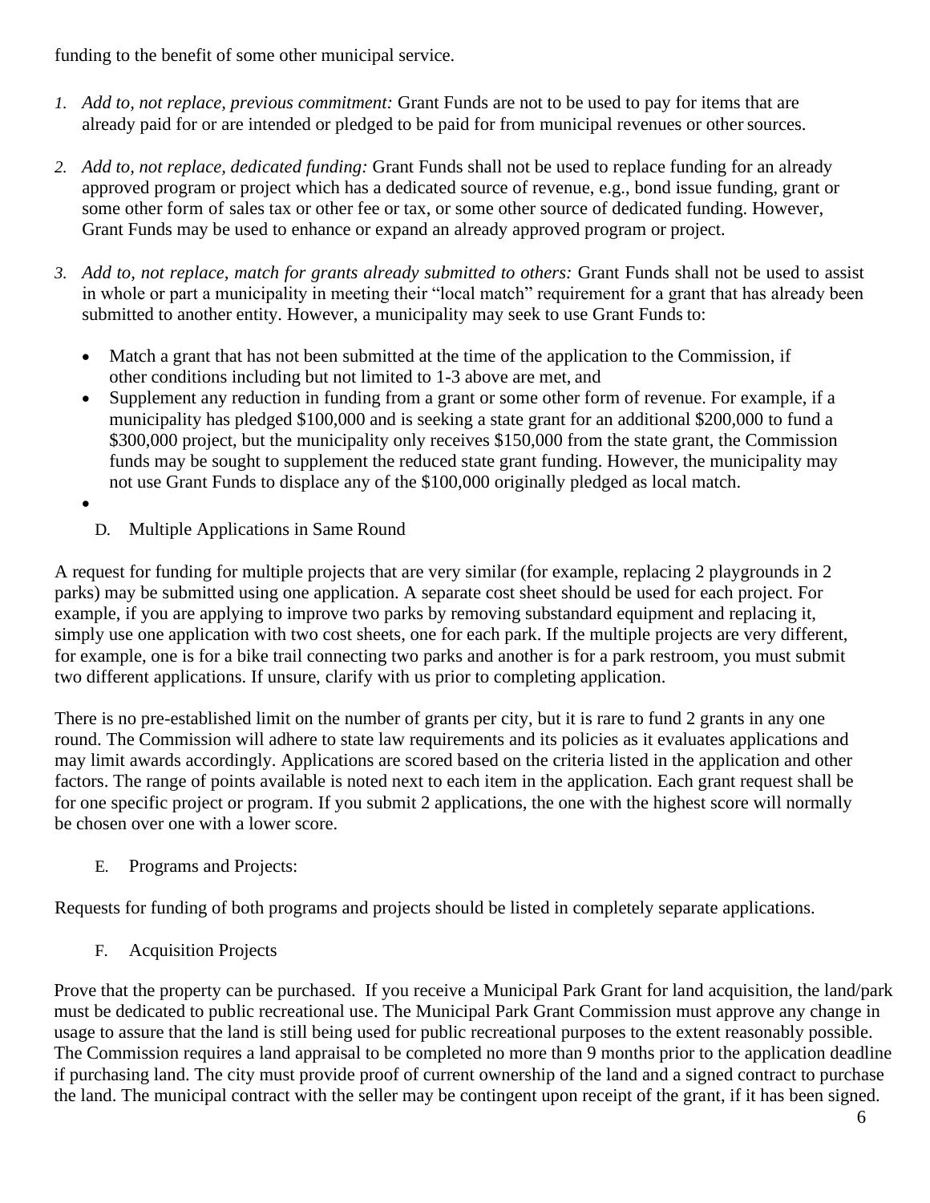funding to the benefit of some other municipal service.

1. *Add to, not replace, previous commitment:* Grant Funds are not to be used to pay for items that are already paid for or are intended or pledged to be paid for from municipal revenues or other sources.

2. *Add to, not replace, dedicated funding:* Grant Funds shall not be used to replace funding for an already approved program or project which has a dedicated source of revenue, e.g., bond issue funding, grant or some other form of sales tax or other fee or tax, or some other source of dedicated funding. However, Grant Funds may be used to enhance or expand an already approved program or project.

3. *Add to, not replace, match for grants already submitted to others:* Grant Funds shall not be used to assist in whole or part a municipality in meeting their "local match" requirement for a grant that has already been submitted to another entity. However, a municipality may seek to use Grant Funds to:

   - Match a grant that has not been submitted at the time of the application to the Commission, if other conditions including but not limited to 1-3 above are met, and
   - Supplement any reduction in funding from a grant or some other form of revenue. For example, if a municipality has pledged $100,000 and is seeking a state grant for an additional $200,000 to fund a $300,000 project, but the municipality only receives $150,000 from the state grant, the Commission funds may be sought to supplement the reduced state grant funding. However, the municipality may not use Grant Funds to displace any of the $100,000 originally pledged as local match.

### D. Multiple Applications in Same Round

A request for funding for multiple projects that are very similar (for example, replacing 2 playgrounds in 2 parks) may be submitted using one application. A separate cost sheet should be used for each project. For example, if you are applying to improve two parks by removing substandard equipment and replacing it, simply use one application with two cost sheets, one for each park. If the multiple projects are very different, for example, one is for a bike trail connecting two parks and another is for a park restroom, you must submit two different applications. If unsure, clarify with us prior to completing application.

There is no pre-established limit on the number of grants per city, but it is rare to fund 2 grants in any one round. The Commission will adhere to state law requirements and its policies as it evaluates applications and may limit awards accordingly. Applications are scored based on the criteria listed in the application and other factors. The range of points available is noted next to each item in the application. Each grant request shall be for one specific project or program. If you submit 2 applications, the one with the highest score will normally be chosen over one with a lower score.

### E. Programs and Projects:

Requests for funding of both programs and projects should be listed in completely separate applications.

### F. Acquisition Projects

Prove that the property can be purchased. If you receive a Municipal Park Grant for land acquisition, the land/park must be dedicated to public recreational use. The Municipal Park Grant Commission must approve any change in usage to assure that the land is still being used for public recreational purposes to the extent reasonably possible. The Commission requires a land appraisal to be completed no more than 9 months prior to the application deadline if purchasing land. The city must provide proof of current ownership of the land and a signed contract to purchase the land. The municipal contract with the seller may be contingent upon receipt of the grant, if it has been signed.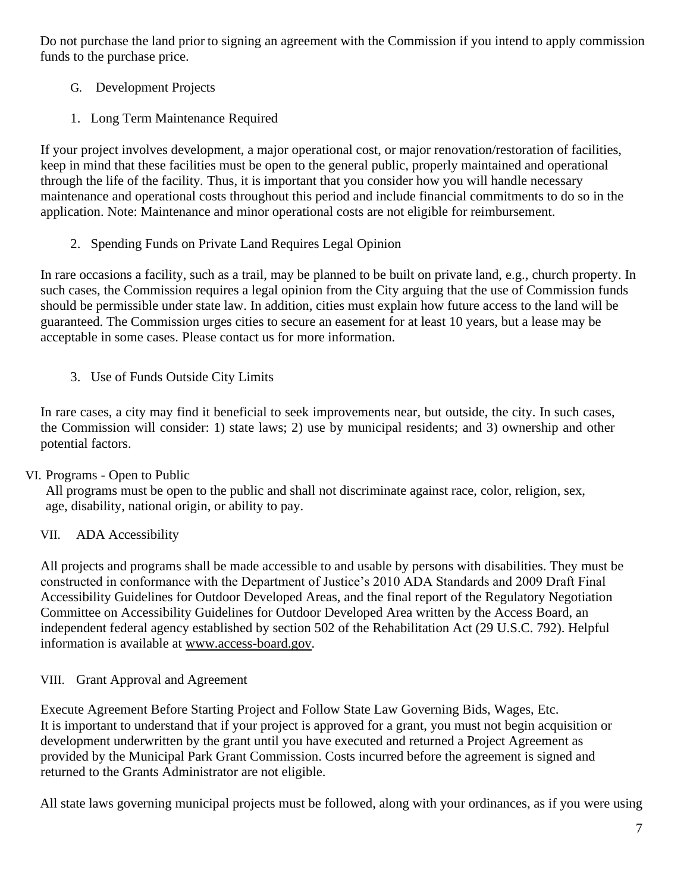Do not purchase the land prior to signing an agreement with the Commission if you intend to apply commission funds to the purchase price.

### G. Development Projects

#### 1. Long Term Maintenance Required

If your project involves development, a major operational cost, or major renovation/restoration of facilities, keep in mind that these facilities must be open to the general public, properly maintained and operational through the life of the facility. Thus, it is important that you consider how you will handle necessary maintenance and operational costs throughout this period and include financial commitments to do so in the application. Note: Maintenance and minor operational costs are not eligible for reimbursement.

#### 2. Spending Funds on Private Land Requires Legal Opinion

In rare occasions a facility, such as a trail, may be planned to be built on private land, e.g., church property. In such cases, the Commission requires a legal opinion from the City arguing that the use of Commission funds should be permissible under state law. In addition, cities must explain how future access to the land will be guaranteed. The Commission urges cities to secure an easement for at least 10 years, but a lease may be acceptable in some cases. Please contact us for more information.

#### 3. Use of Funds Outside City Limits

In rare cases, a city may find it beneficial to seek improvements near, but outside, the city. In such cases, the Commission will consider: 1) state laws; 2) use by municipal residents; and 3) ownership and other potential factors.

## VI. Programs - Open to Public

All programs must be open to the public and shall not discriminate against race, color, religion, sex, age, disability, national origin, or ability to pay.

## VII. ADA Accessibility

All projects and programs shall be made accessible to and usable by persons with disabilities. They must be constructed in conformance with the Department of Justice's 2010 ADA Standards and 2009 Draft Final Accessibility Guidelines for Outdoor Developed Areas, and the final report of the Regulatory Negotiation Committee on Accessibility Guidelines for Outdoor Developed Area written by the Access Board, an independent federal agency established by section 502 of the Rehabilitation Act (29 U.S.C. 792). Helpful information is available at www.access-board.gov.

## VIII. Grant Approval and Agreement

Execute Agreement Before Starting Project and Follow State Law Governing Bids, Wages, Etc.
It is important to understand that if your project is approved for a grant, you must not begin acquisition or development underwritten by the grant until you have executed and returned a Project Agreement as provided by the Municipal Park Grant Commission. Costs incurred before the agreement is signed and returned to the Grants Administrator are not eligible.

All state laws governing municipal projects must be followed, along with your ordinances, as if you were using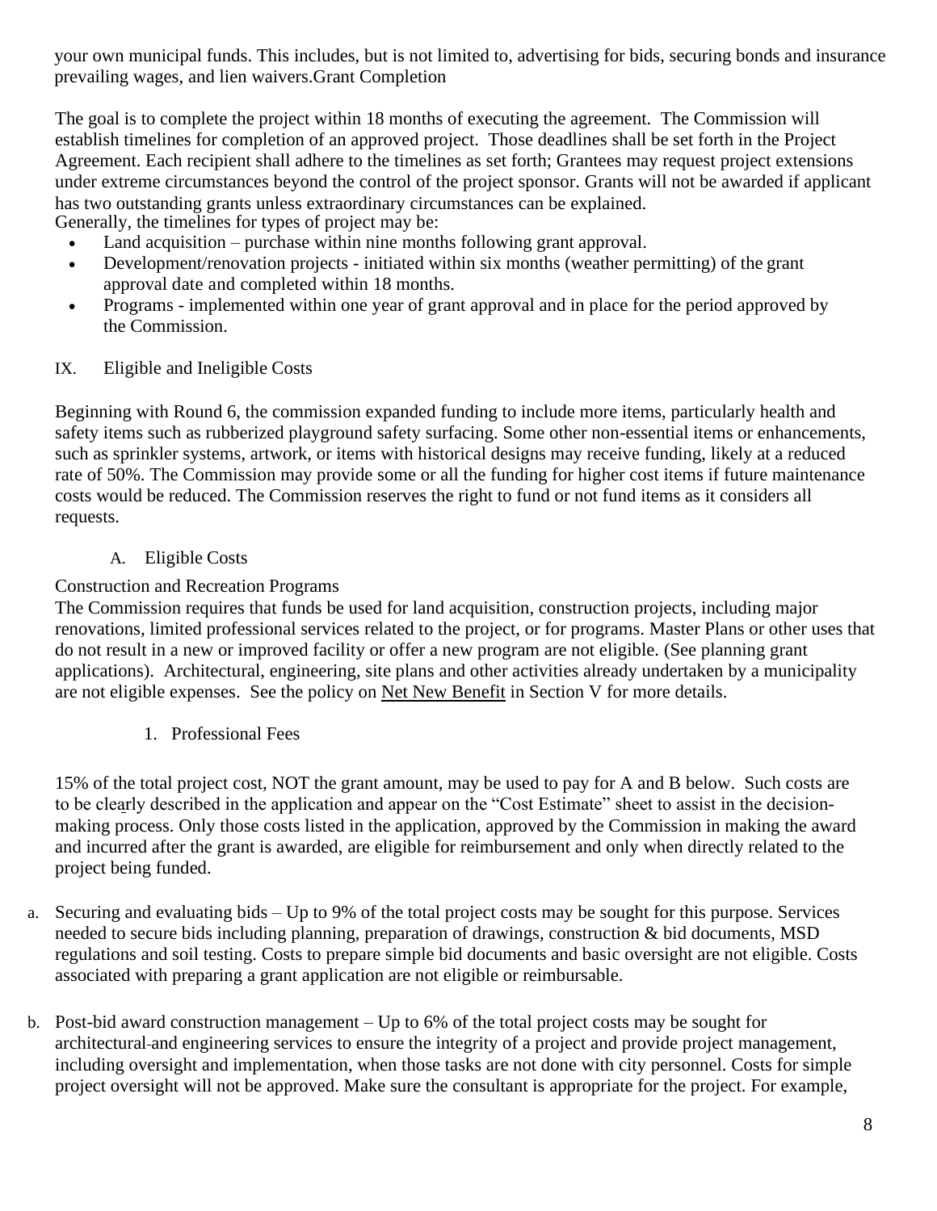your own municipal funds. This includes, but is not limited to, advertising for bids, securing bonds and insurance prevailing wages, and lien waivers.Grant Completion

The goal is to complete the project within 18 months of executing the agreement. The Commission will establish timelines for completion of an approved project. Those deadlines shall be set forth in the Project Agreement. Each recipient shall adhere to the timelines as set forth; Grantees may request project extensions under extreme circumstances beyond the control of the project sponsor. Grants will not be awarded if applicant has two outstanding grants unless extraordinary circumstances can be explained.
Generally, the timelines for types of project may be:

- Land acquisition – purchase within nine months following grant approval.
- Development/renovation projects - initiated within six months (weather permitting) of the grant approval date and completed within 18 months.
- Programs - implemented within one year of grant approval and in place for the period approved by the Commission.

## IX. Eligible and Ineligible Costs

Beginning with Round 6, the commission expanded funding to include more items, particularly health and safety items such as rubberized playground safety surfacing. Some other non-essential items or enhancements, such as sprinkler systems, artwork, or items with historical designs may receive funding, likely at a reduced rate of 50%. The Commission may provide some or all the funding for higher cost items if future maintenance costs would be reduced. The Commission reserves the right to fund or not fund items as it considers all requests.

### A. Eligible Costs

Construction and Recreation Programs
The Commission requires that funds be used for land acquisition, construction projects, including major renovations, limited professional services related to the project, or for programs. Master Plans or other uses that do not result in a new or improved facility or offer a new program are not eligible. (See planning grant applications). Architectural, engineering, site plans and other activities already undertaken by a municipality are not eligible expenses. See the policy on Net New Benefit in Section V for more details.

#### 1. Professional Fees

15% of the total project cost, NOT the grant amount, may be used to pay for A and B below. Such costs are to be clearly described in the application and appear on the "Cost Estimate" sheet to assist in the decision-making process. Only those costs listed in the application, approved by the Commission in making the award and incurred after the grant is awarded, are eligible for reimbursement and only when directly related to the project being funded.

a. Securing and evaluating bids – Up to 9% of the total project costs may be sought for this purpose. Services needed to secure bids including planning, preparation of drawings, construction & bid documents, MSD regulations and soil testing. Costs to prepare simple bid documents and basic oversight are not eligible. Costs associated with preparing a grant application are not eligible or reimbursable.

b. Post-bid award construction management – Up to 6% of the total project costs may be sought for architectural and engineering services to ensure the integrity of a project and provide project management, including oversight and implementation, when those tasks are not done with city personnel. Costs for simple project oversight will not be approved. Make sure the consultant is appropriate for the project. For example,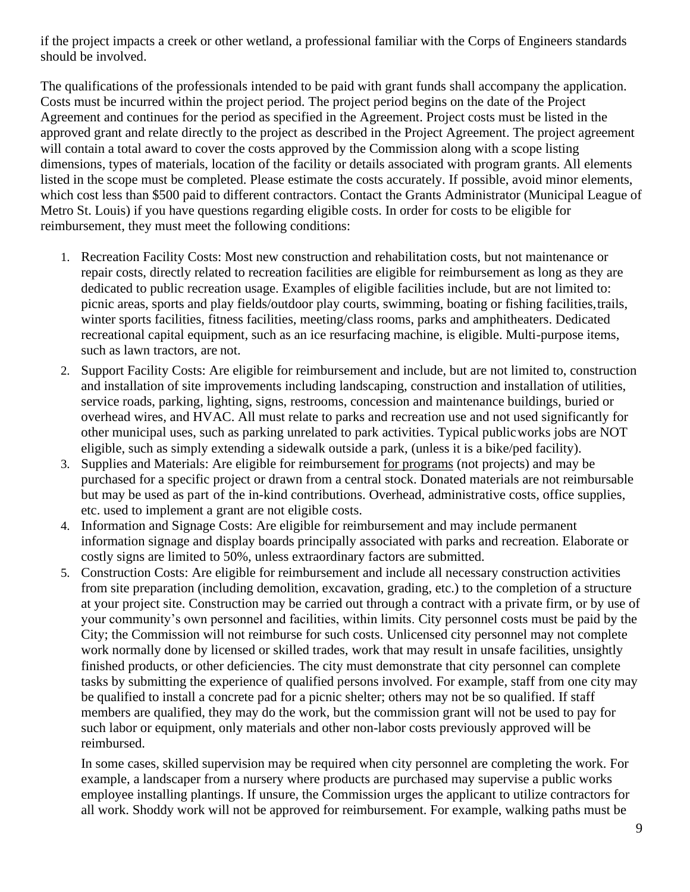if the project impacts a creek or other wetland, a professional familiar with the Corps of Engineers standards should be involved.

The qualifications of the professionals intended to be paid with grant funds shall accompany the application. Costs must be incurred within the project period. The project period begins on the date of the Project Agreement and continues for the period as specified in the Agreement. Project costs must be listed in the approved grant and relate directly to the project as described in the Project Agreement. The project agreement will contain a total award to cover the costs approved by the Commission along with a scope listing dimensions, types of materials, location of the facility or details associated with program grants. All elements listed in the scope must be completed. Please estimate the costs accurately. If possible, avoid minor elements, which cost less than $500 paid to different contractors. Contact the Grants Administrator (Municipal League of Metro St. Louis) if you have questions regarding eligible costs. In order for costs to be eligible for reimbursement, they must meet the following conditions:

1. Recreation Facility Costs: Most new construction and rehabilitation costs, but not maintenance or repair costs, directly related to recreation facilities are eligible for reimbursement as long as they are dedicated to public recreation usage. Examples of eligible facilities include, but are not limited to: picnic areas, sports and play fields/outdoor play courts, swimming, boating or fishing facilities, trails, winter sports facilities, fitness facilities, meeting/class rooms, parks and amphitheaters. Dedicated recreational capital equipment, such as an ice resurfacing machine, is eligible. Multi-purpose items, such as lawn tractors, are not.
2. Support Facility Costs: Are eligible for reimbursement and include, but are not limited to, construction and installation of site improvements including landscaping, construction and installation of utilities, service roads, parking, lighting, signs, restrooms, concession and maintenance buildings, buried or overhead wires, and HVAC. All must relate to parks and recreation use and not used significantly for other municipal uses, such as parking unrelated to park activities. Typical public works jobs are NOT eligible, such as simply extending a sidewalk outside a park, (unless it is a bike/ped facility).
3. Supplies and Materials: Are eligible for reimbursement for programs (not projects) and may be purchased for a specific project or drawn from a central stock. Donated materials are not reimbursable but may be used as part of the in-kind contributions. Overhead, administrative costs, office supplies, etc. used to implement a grant are not eligible costs.
4. Information and Signage Costs: Are eligible for reimbursement and may include permanent information signage and display boards principally associated with parks and recreation. Elaborate or costly signs are limited to 50%, unless extraordinary factors are submitted.
5. Construction Costs: Are eligible for reimbursement and include all necessary construction activities from site preparation (including demolition, excavation, grading, etc.) to the completion of a structure at your project site. Construction may be carried out through a contract with a private firm, or by use of your community's own personnel and facilities, within limits. City personnel costs must be paid by the City; the Commission will not reimburse for such costs. Unlicensed city personnel may not complete work normally done by licensed or skilled trades, work that may result in unsafe facilities, unsightly finished products, or other deficiencies. The city must demonstrate that city personnel can complete tasks by submitting the experience of qualified persons involved. For example, staff from one city may be qualified to install a concrete pad for a picnic shelter; others may not be so qualified. If staff members are qualified, they may do the work, but the commission grant will not be used to pay for such labor or equipment, only materials and other non-labor costs previously approved will be reimbursed.

   In some cases, skilled supervision may be required when city personnel are completing the work. For example, a landscaper from a nursery where products are purchased may supervise a public works employee installing plantings. If unsure, the Commission urges the applicant to utilize contractors for all work. Shoddy work will not be approved for reimbursement. For example, walking paths must be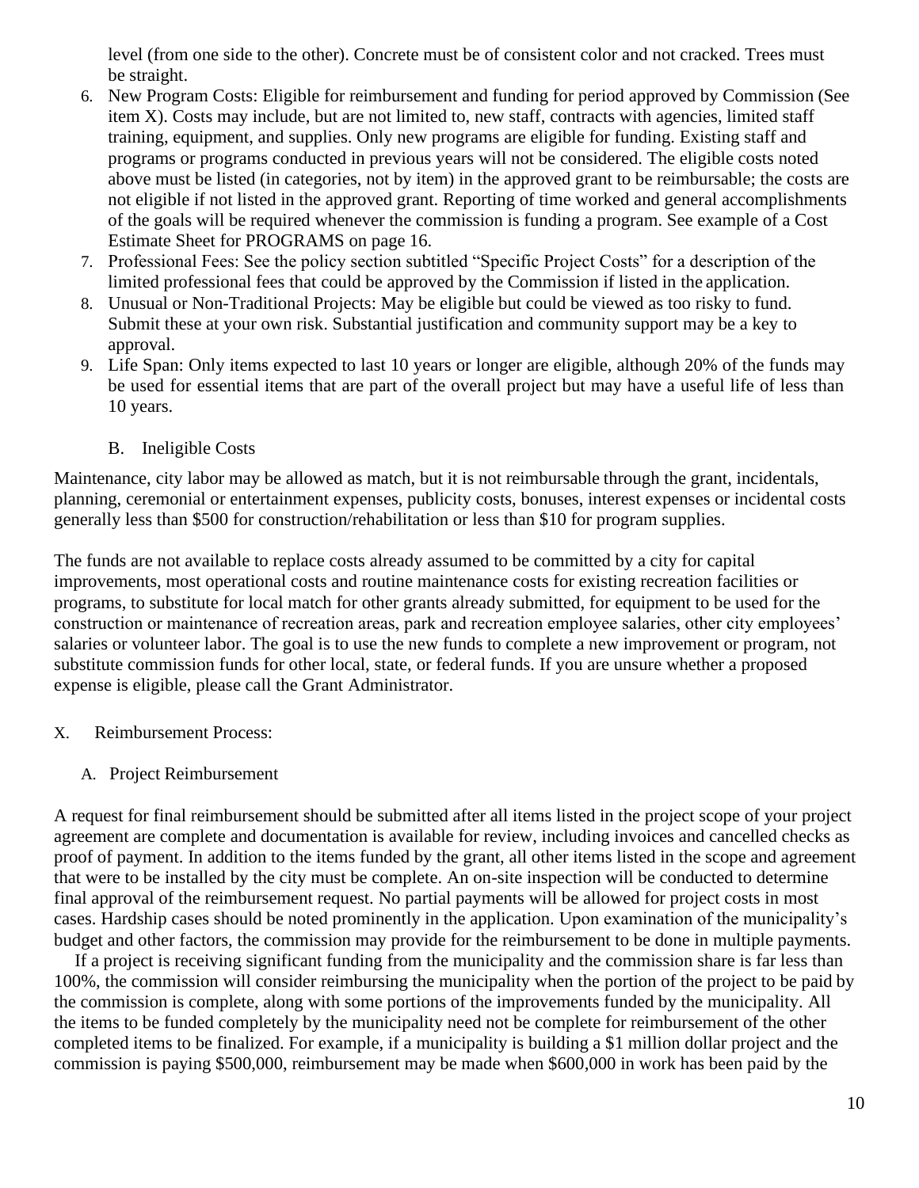level (from one side to the other). Concrete must be of consistent color and not cracked. Trees must be straight.

6. New Program Costs: Eligible for reimbursement and funding for period approved by Commission (See item X). Costs may include, but are not limited to, new staff, contracts with agencies, limited staff training, equipment, and supplies. Only new programs are eligible for funding. Existing staff and programs or programs conducted in previous years will not be considered. The eligible costs noted above must be listed (in categories, not by item) in the approved grant to be reimbursable; the costs are not eligible if not listed in the approved grant. Reporting of time worked and general accomplishments of the goals will be required whenever the commission is funding a program. See example of a Cost Estimate Sheet for PROGRAMS on page 16.
7. Professional Fees: See the policy section subtitled "Specific Project Costs" for a description of the limited professional fees that could be approved by the Commission if listed in the application.
8. Unusual or Non-Traditional Projects: May be eligible but could be viewed as too risky to fund. Submit these at your own risk. Substantial justification and community support may be a key to approval.
9. Life Span: Only items expected to last 10 years or longer are eligible, although 20% of the funds may be used for essential items that are part of the overall project but may have a useful life of less than 10 years.

### B. Ineligible Costs

Maintenance, city labor may be allowed as match, but it is not reimbursable through the grant, incidentals, planning, ceremonial or entertainment expenses, publicity costs, bonuses, interest expenses or incidental costs generally less than $500 for construction/rehabilitation or less than $10 for program supplies.

The funds are not available to replace costs already assumed to be committed by a city for capital improvements, most operational costs and routine maintenance costs for existing recreation facilities or programs, to substitute for local match for other grants already submitted, for equipment to be used for the construction or maintenance of recreation areas, park and recreation employee salaries, other city employees' salaries or volunteer labor. The goal is to use the new funds to complete a new improvement or program, not substitute commission funds for other local, state, or federal funds. If you are unsure whether a proposed expense is eligible, please call the Grant Administrator.

## X. Reimbursement Process:

### A. Project Reimbursement

A request for final reimbursement should be submitted after all items listed in the project scope of your project agreement are complete and documentation is available for review, including invoices and cancelled checks as proof of payment. In addition to the items funded by the grant, all other items listed in the scope and agreement that were to be installed by the city must be complete. An on-site inspection will be conducted to determine final approval of the reimbursement request. No partial payments will be allowed for project costs in most cases. Hardship cases should be noted prominently in the application. Upon examination of the municipality's budget and other factors, the commission may provide for the reimbursement to be done in multiple payments.

If a project is receiving significant funding from the municipality and the commission share is far less than 100%, the commission will consider reimbursing the municipality when the portion of the project to be paid by the commission is complete, along with some portions of the improvements funded by the municipality. All the items to be funded completely by the municipality need not be complete for reimbursement of the other completed items to be finalized. For example, if a municipality is building a $1 million dollar project and the commission is paying $500,000, reimbursement may be made when $600,000 in work has been paid by the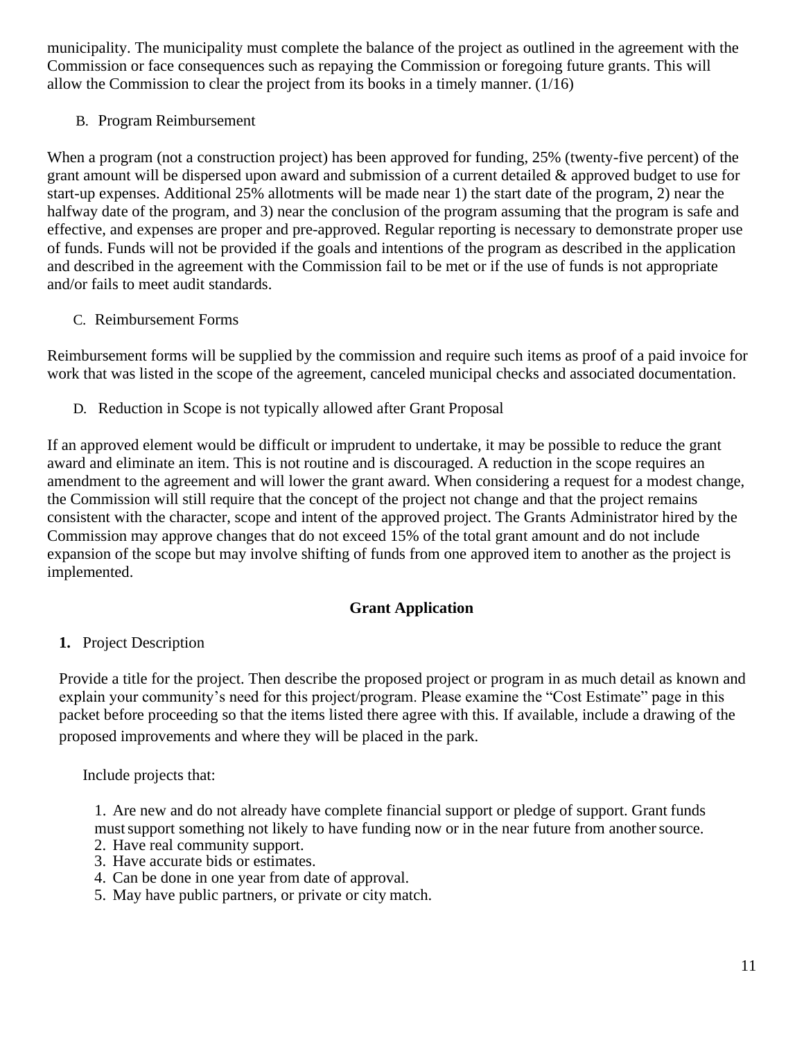municipality. The municipality must complete the balance of the project as outlined in the agreement with the Commission or face consequences such as repaying the Commission or foregoing future grants. This will allow the Commission to clear the project from its books in a timely manner. (1/16)

B. Program Reimbursement

When a program (not a construction project) has been approved for funding, 25% (twenty-five percent) of the grant amount will be dispersed upon award and submission of a current detailed & approved budget to use for start-up expenses. Additional 25% allotments will be made near 1) the start date of the program, 2) near the halfway date of the program, and 3) near the conclusion of the program assuming that the program is safe and effective, and expenses are proper and pre-approved. Regular reporting is necessary to demonstrate proper use of funds. Funds will not be provided if the goals and intentions of the program as described in the application and described in the agreement with the Commission fail to be met or if the use of funds is not appropriate and/or fails to meet audit standards.

C. Reimbursement Forms

Reimbursement forms will be supplied by the commission and require such items as proof of a paid invoice for work that was listed in the scope of the agreement, canceled municipal checks and associated documentation.

D. Reduction in Scope is not typically allowed after Grant Proposal

If an approved element would be difficult or imprudent to undertake, it may be possible to reduce the grant award and eliminate an item. This is not routine and is discouraged. A reduction in the scope requires an amendment to the agreement and will lower the grant award. When considering a request for a modest change, the Commission will still require that the concept of the project not change and that the project remains consistent with the character, scope and intent of the approved project. The Grants Administrator hired by the Commission may approve changes that do not exceed 15% of the total grant amount and do not include expansion of the scope but may involve shifting of funds from one approved item to another as the project is implemented.

## Grant Application

**1.** Project Description

Provide a title for the project. Then describe the proposed project or program in as much detail as known and explain your community's need for this project/program. Please examine the "Cost Estimate" page in this packet before proceeding so that the items listed there agree with this. If available, include a drawing of the proposed improvements and where they will be placed in the park.

Include projects that:

1. Are new and do not already have complete financial support or pledge of support. Grant funds must support something not likely to have funding now or in the near future from another source.
2. Have real community support.
3. Have accurate bids or estimates.
4. Can be done in one year from date of approval.
5. May have public partners, or private or city match.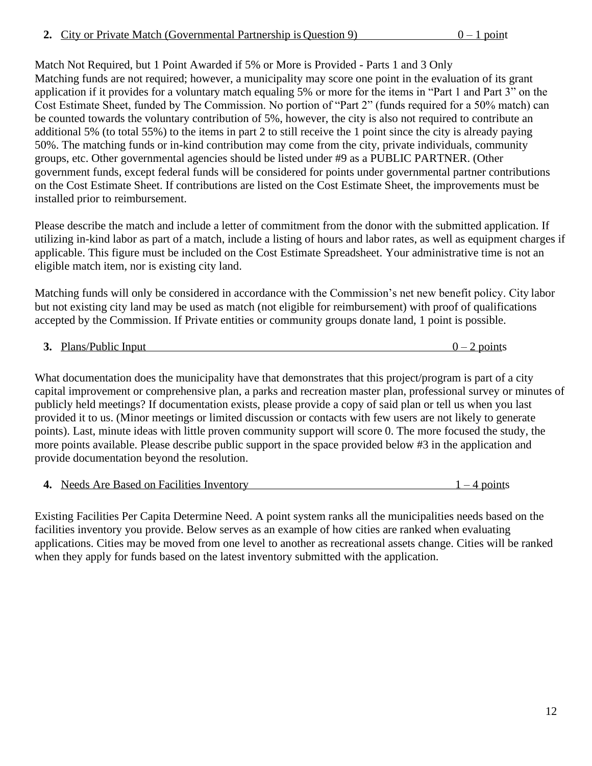**2.** City or Private Match (Governmental Partnership is Question 9) 0 – 1 point

Match Not Required, but 1 Point Awarded if 5% or More is Provided - Parts 1 and 3 Only
Matching funds are not required; however, a municipality may score one point in the evaluation of its grant application if it provides for a voluntary match equaling 5% or more for the items in "Part 1 and Part 3" on the Cost Estimate Sheet, funded by The Commission. No portion of "Part 2" (funds required for a 50% match) can be counted towards the voluntary contribution of 5%, however, the city is also not required to contribute an additional 5% (to total 55%) to the items in part 2 to still receive the 1 point since the city is already paying 50%. The matching funds or in-kind contribution may come from the city, private individuals, community groups, etc. Other governmental agencies should be listed under #9 as a PUBLIC PARTNER. (Other government funds, except federal funds will be considered for points under governmental partner contributions on the Cost Estimate Sheet. If contributions are listed on the Cost Estimate Sheet, the improvements must be installed prior to reimbursement.

Please describe the match and include a letter of commitment from the donor with the submitted application. If utilizing in-kind labor as part of a match, include a listing of hours and labor rates, as well as equipment charges if applicable. This figure must be included on the Cost Estimate Spreadsheet. Your administrative time is not an eligible match item, nor is existing city land.

Matching funds will only be considered in accordance with the Commission's net new benefit policy. City labor but not existing city land may be used as match (not eligible for reimbursement) with proof of qualifications accepted by the Commission. If Private entities or community groups donate land, 1 point is possible.

**3.** Plans/Public Input 0 – 2 points

What documentation does the municipality have that demonstrates that this project/program is part of a city capital improvement or comprehensive plan, a parks and recreation master plan, professional survey or minutes of publicly held meetings? If documentation exists, please provide a copy of said plan or tell us when you last provided it to us. (Minor meetings or limited discussion or contacts with few users are not likely to generate points). Last, minute ideas with little proven community support will score 0. The more focused the study, the more points available. Please describe public support in the space provided below #3 in the application and provide documentation beyond the resolution.

**4.** Needs Are Based on Facilities Inventory 1 – 4 points

Existing Facilities Per Capita Determine Need. A point system ranks all the municipalities needs based on the facilities inventory you provide. Below serves as an example of how cities are ranked when evaluating applications. Cities may be moved from one level to another as recreational assets change. Cities will be ranked when they apply for funds based on the latest inventory submitted with the application.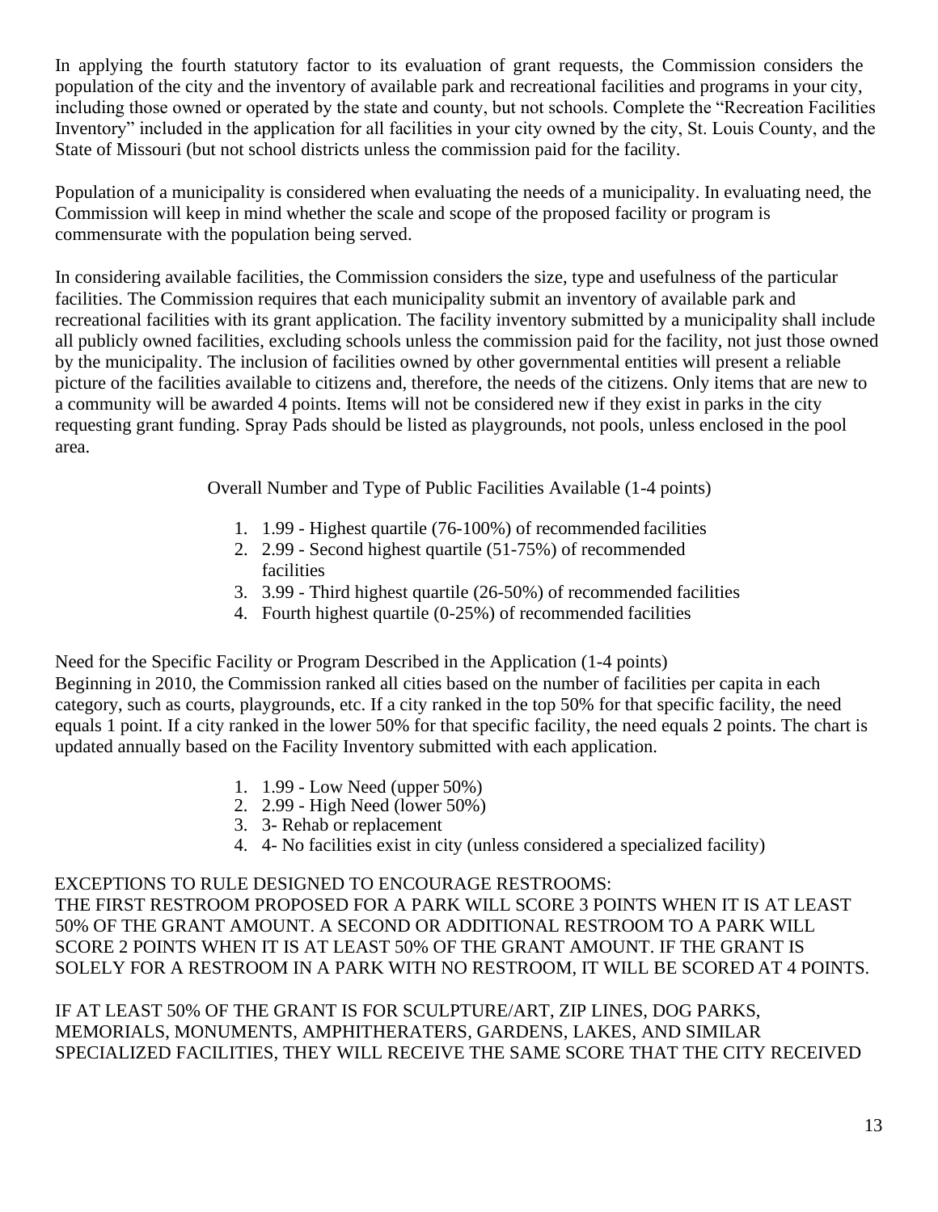In applying the fourth statutory factor to its evaluation of grant requests, the Commission considers the population of the city and the inventory of available park and recreational facilities and programs in your city, including those owned or operated by the state and county, but not schools. Complete the "Recreation Facilities Inventory" included in the application for all facilities in your city owned by the city, St. Louis County, and the State of Missouri (but not school districts unless the commission paid for the facility.

Population of a municipality is considered when evaluating the needs of a municipality. In evaluating need, the Commission will keep in mind whether the scale and scope of the proposed facility or program is commensurate with the population being served.

In considering available facilities, the Commission considers the size, type and usefulness of the particular facilities. The Commission requires that each municipality submit an inventory of available park and recreational facilities with its grant application. The facility inventory submitted by a municipality shall include all publicly owned facilities, excluding schools unless the commission paid for the facility, not just those owned by the municipality. The inclusion of facilities owned by other governmental entities will present a reliable picture of the facilities available to citizens and, therefore, the needs of the citizens. Only items that are new to a community will be awarded 4 points. Items will not be considered new if they exist in parks in the city requesting grant funding. Spray Pads should be listed as playgrounds, not pools, unless enclosed in the pool area.

Overall Number and Type of Public Facilities Available (1-4 points)

1. 1.99 - Highest quartile (76-100%) of recommended facilities
2. 2.99 - Second highest quartile (51-75%) of recommended facilities
3. 3.99 - Third highest quartile (26-50%) of recommended facilities
4. Fourth highest quartile (0-25%) of recommended facilities

Need for the Specific Facility or Program Described in the Application (1-4 points)
Beginning in 2010, the Commission ranked all cities based on the number of facilities per capita in each category, such as courts, playgrounds, etc. If a city ranked in the top 50% for that specific facility, the need equals 1 point. If a city ranked in the lower 50% for that specific facility, the need equals 2 points. The chart is updated annually based on the Facility Inventory submitted with each application.

1. 1.99 - Low Need (upper 50%)
2. 2.99 - High Need (lower 50%)
3. 3- Rehab or replacement
4. 4- No facilities exist in city (unless considered a specialized facility)

EXCEPTIONS TO RULE DESIGNED TO ENCOURAGE RESTROOMS:
THE FIRST RESTROOM PROPOSED FOR A PARK WILL SCORE 3 POINTS WHEN IT IS AT LEAST 50% OF THE GRANT AMOUNT. A SECOND OR ADDITIONAL RESTROOM TO A PARK WILL SCORE 2 POINTS WHEN IT IS AT LEAST 50% OF THE GRANT AMOUNT. IF THE GRANT IS SOLELY FOR A RESTROOM IN A PARK WITH NO RESTROOM, IT WILL BE SCORED AT 4 POINTS.

IF AT LEAST 50% OF THE GRANT IS FOR SCULPTURE/ART, ZIP LINES, DOG PARKS, MEMORIALS, MONUMENTS, AMPHITHERATERS, GARDENS, LAKES, AND SIMILAR SPECIALIZED FACILITIES, THEY WILL RECEIVE THE SAME SCORE THAT THE CITY RECEIVED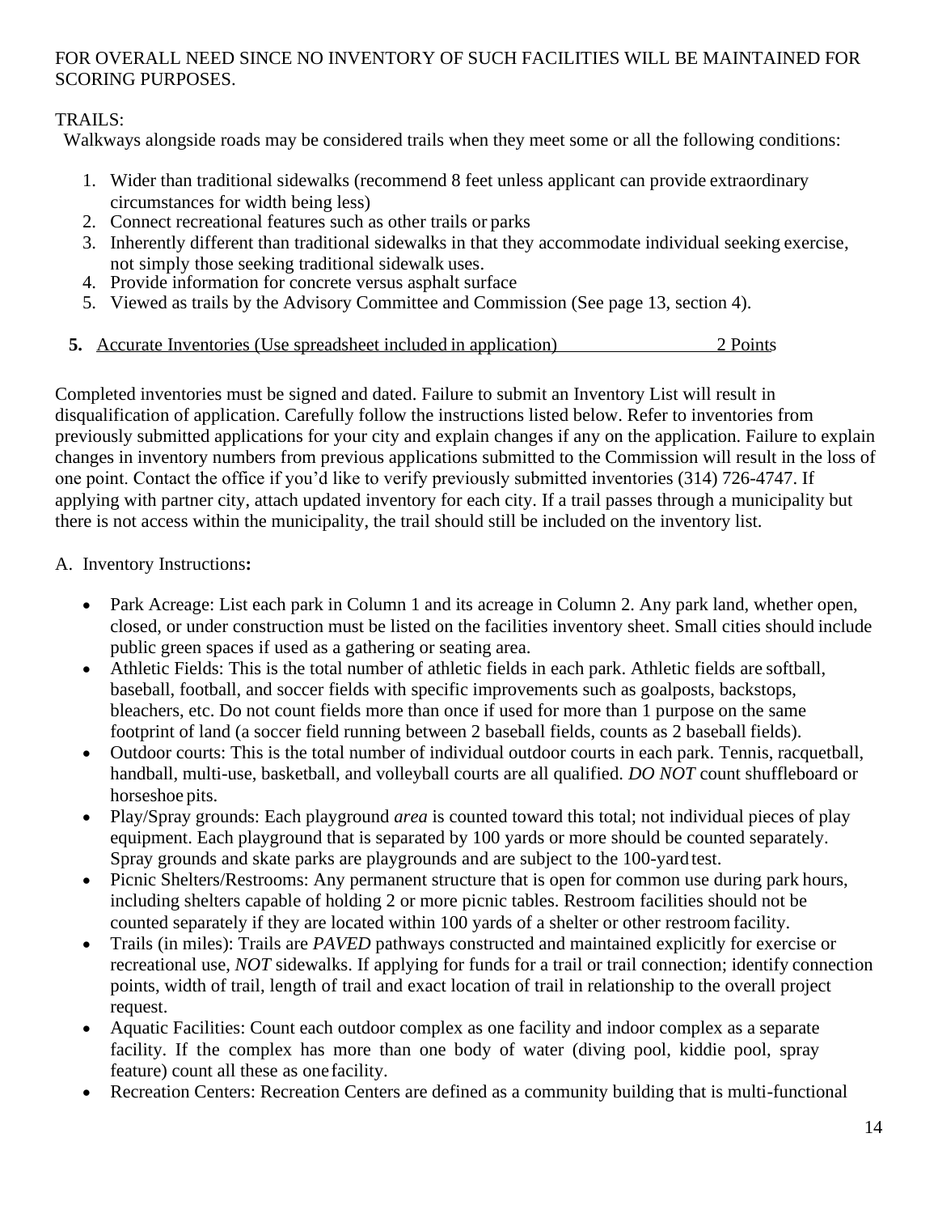FOR OVERALL NEED SINCE NO INVENTORY OF SUCH FACILITIES WILL BE MAINTAINED FOR SCORING PURPOSES.

TRAILS:

Walkways alongside roads may be considered trails when they meet some or all the following conditions:

1. Wider than traditional sidewalks (recommend 8 feet unless applicant can provide extraordinary circumstances for width being less)
2. Connect recreational features such as other trails or parks
3. Inherently different than traditional sidewalks in that they accommodate individual seeking exercise, not simply those seeking traditional sidewalk uses.
4. Provide information for concrete versus asphalt surface
5. Viewed as trails by the Advisory Committee and Commission (See page 13, section 4).

**5.** <u>Accurate Inventories (Use spreadsheet included in application) 2 Points</u>

Completed inventories must be signed and dated. Failure to submit an Inventory List will result in disqualification of application. Carefully follow the instructions listed below. Refer to inventories from previously submitted applications for your city and explain changes if any on the application. Failure to explain changes in inventory numbers from previous applications submitted to the Commission will result in the loss of one point. Contact the office if you'd like to verify previously submitted inventories (314) 726-4747. If applying with partner city, attach updated inventory for each city. If a trail passes through a municipality but there is not access within the municipality, the trail should still be included on the inventory list.

A. Inventory Instructions**:**

- Park Acreage: List each park in Column 1 and its acreage in Column 2. Any park land, whether open, closed, or under construction must be listed on the facilities inventory sheet. Small cities should include public green spaces if used as a gathering or seating area.
- Athletic Fields: This is the total number of athletic fields in each park. Athletic fields are softball, baseball, football, and soccer fields with specific improvements such as goalposts, backstops, bleachers, etc. Do not count fields more than once if used for more than 1 purpose on the same footprint of land (a soccer field running between 2 baseball fields, counts as 2 baseball fields).
- Outdoor courts: This is the total number of individual outdoor courts in each park. Tennis, racquetball, handball, multi-use, basketball, and volleyball courts are all qualified. *DO NOT* count shuffleboard or horseshoe pits.
- Play/Spray grounds: Each playground *area* is counted toward this total; not individual pieces of play equipment. Each playground that is separated by 100 yards or more should be counted separately. Spray grounds and skate parks are playgrounds and are subject to the 100-yard test.
- Picnic Shelters/Restrooms: Any permanent structure that is open for common use during park hours, including shelters capable of holding 2 or more picnic tables. Restroom facilities should not be counted separately if they are located within 100 yards of a shelter or other restroom facility.
- Trails (in miles): Trails are *PAVED* pathways constructed and maintained explicitly for exercise or recreational use, *NOT* sidewalks. If applying for funds for a trail or trail connection; identify connection points, width of trail, length of trail and exact location of trail in relationship to the overall project request.
- Aquatic Facilities: Count each outdoor complex as one facility and indoor complex as a separate facility. If the complex has more than one body of water (diving pool, kiddie pool, spray feature) count all these as one facility.
- Recreation Centers: Recreation Centers are defined as a community building that is multi-functional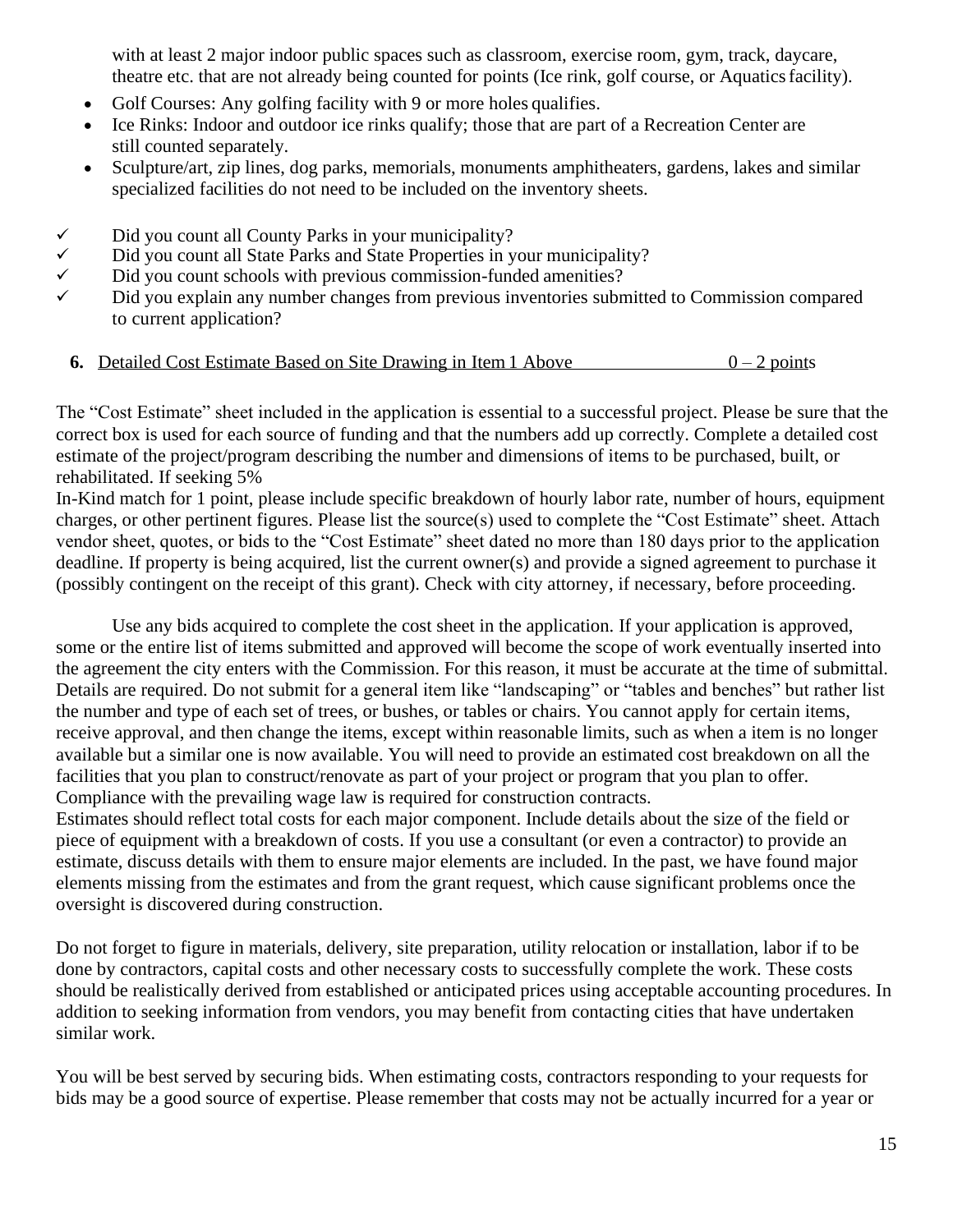with at least 2 major indoor public spaces such as classroom, exercise room, gym, track, daycare, theatre etc. that are not already being counted for points (Ice rink, golf course, or Aquatics facility).

- Golf Courses: Any golfing facility with 9 or more holes qualifies.
- Ice Rinks: Indoor and outdoor ice rinks qualify; those that are part of a Recreation Center are still counted separately.
- Sculpture/art, zip lines, dog parks, memorials, monuments amphitheaters, gardens, lakes and similar specialized facilities do not need to be included on the inventory sheets.

✓ Did you count all County Parks in your municipality?
✓ Did you count all State Parks and State Properties in your municipality?
✓ Did you count schools with previous commission-funded amenities?
✓ Did you explain any number changes from previous inventories submitted to Commission compared to current application?

**6.** <u>Detailed Cost Estimate Based on Site Drawing in Item 1 Above                    0 – 2 points</u>

The "Cost Estimate" sheet included in the application is essential to a successful project. Please be sure that the correct box is used for each source of funding and that the numbers add up correctly. Complete a detailed cost estimate of the project/program describing the number and dimensions of items to be purchased, built, or rehabilitated. If seeking 5% In-Kind match for 1 point, please include specific breakdown of hourly labor rate, number of hours, equipment charges, or other pertinent figures. Please list the source(s) used to complete the "Cost Estimate" sheet. Attach vendor sheet, quotes, or bids to the "Cost Estimate" sheet dated no more than 180 days prior to the application deadline. If property is being acquired, list the current owner(s) and provide a signed agreement to purchase it (possibly contingent on the receipt of this grant). Check with city attorney, if necessary, before proceeding.

Use any bids acquired to complete the cost sheet in the application. If your application is approved, some or the entire list of items submitted and approved will become the scope of work eventually inserted into the agreement the city enters with the Commission. For this reason, it must be accurate at the time of submittal. Details are required. Do not submit for a general item like "landscaping" or "tables and benches" but rather list the number and type of each set of trees, or bushes, or tables or chairs. You cannot apply for certain items, receive approval, and then change the items, except within reasonable limits, such as when a item is no longer available but a similar one is now available. You will need to provide an estimated cost breakdown on all the facilities that you plan to construct/renovate as part of your project or program that you plan to offer. Compliance with the prevailing wage law is required for construction contracts.

Estimates should reflect total costs for each major component. Include details about the size of the field or piece of equipment with a breakdown of costs. If you use a consultant (or even a contractor) to provide an estimate, discuss details with them to ensure major elements are included. In the past, we have found major elements missing from the estimates and from the grant request, which cause significant problems once the oversight is discovered during construction.

Do not forget to figure in materials, delivery, site preparation, utility relocation or installation, labor if to be done by contractors, capital costs and other necessary costs to successfully complete the work. These costs should be realistically derived from established or anticipated prices using acceptable accounting procedures. In addition to seeking information from vendors, you may benefit from contacting cities that have undertaken similar work.

You will be best served by securing bids. When estimating costs, contractors responding to your requests for bids may be a good source of expertise. Please remember that costs may not be actually incurred for a year or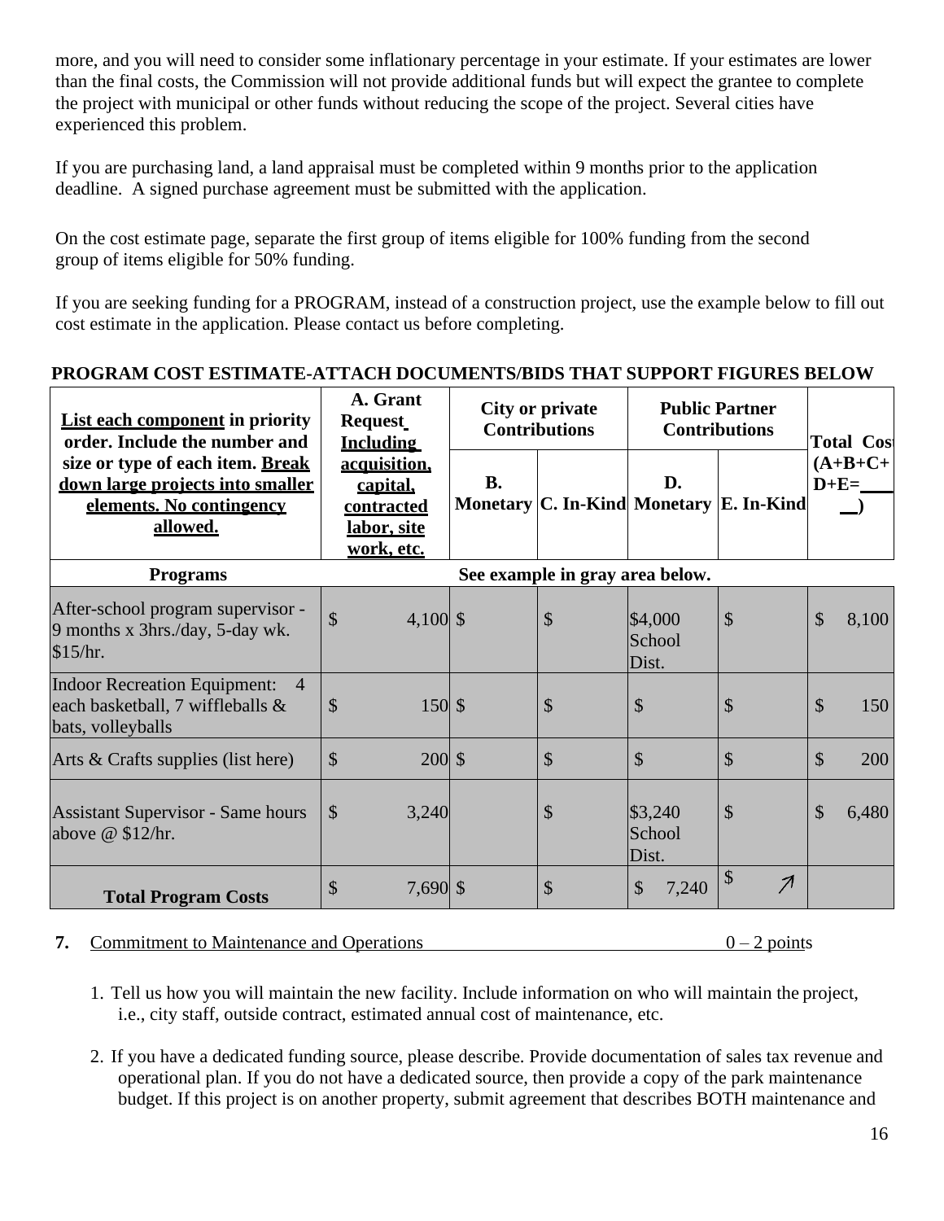more, and you will need to consider some inflationary percentage in your estimate. If your estimates are lower than the final costs, the Commission will not provide additional funds but will expect the grantee to complete the project with municipal or other funds without reducing the scope of the project. Several cities have experienced this problem.

If you are purchasing land, a land appraisal must be completed within 9 months prior to the application deadline. A signed purchase agreement must be submitted with the application.

On the cost estimate page, separate the first group of items eligible for 100% funding from the second group of items eligible for 50% funding.

If you are seeking funding for a PROGRAM, instead of a construction project, use the example below to fill out cost estimate in the application. Please contact us before completing.

**PROGRAM COST ESTIMATE-ATTACH DOCUMENTS/BIDS THAT SUPPORT FIGURES BELOW**

| **List each component in priority order. Include the number and size or type of each item. Break down large projects into smaller elements. No contingency allowed.** | **A. Grant Request Including acquisition, capital, contracted labor, site work, etc.** | **City or private Contributions** | | **Public Partner Contributions** | | **Total Cost (A+B+C+D+E=____)** |
|---|---|---|---|---|---|---|
| | | **B. Monetary** | **C. In-Kind** | **D. Monetary** | **E. In-Kind** | |
| **Programs** | See example in gray area below. | | | | | |
| After-school program supervisor - 9 months x 3hrs./day, 5-day wk. $15/hr. | $ 4,100 | $ | $ | $4,000 School Dist. | $ | $ 8,100 |
| Indoor Recreation Equipment: 4 each basketball, 7 wiffleballs & bats, volleyballs | $ 150 | $ | $ | $ | $ | $ 150 |
| Arts & Crafts supplies (list here) | $ 200 | $ | $ | $ | $ | $ 200 |
| Assistant Supervisor - Same hours above @ $12/hr. | $ 3,240 | | $ | $3,240 School Dist. | $ | $ 6,480 |
| **Total Program Costs** | $ 7,690 | $ | $ | $ 7,240 | $ ↗ | |

**7.** Commitment to Maintenance and Operations 0 – 2 points

1. Tell us how you will maintain the new facility. Include information on who will maintain the project, i.e., city staff, outside contract, estimated annual cost of maintenance, etc.

2. If you have a dedicated funding source, please describe. Provide documentation of sales tax revenue and operational plan. If you do not have a dedicated source, then provide a copy of the park maintenance budget. If this project is on another property, submit agreement that describes BOTH maintenance and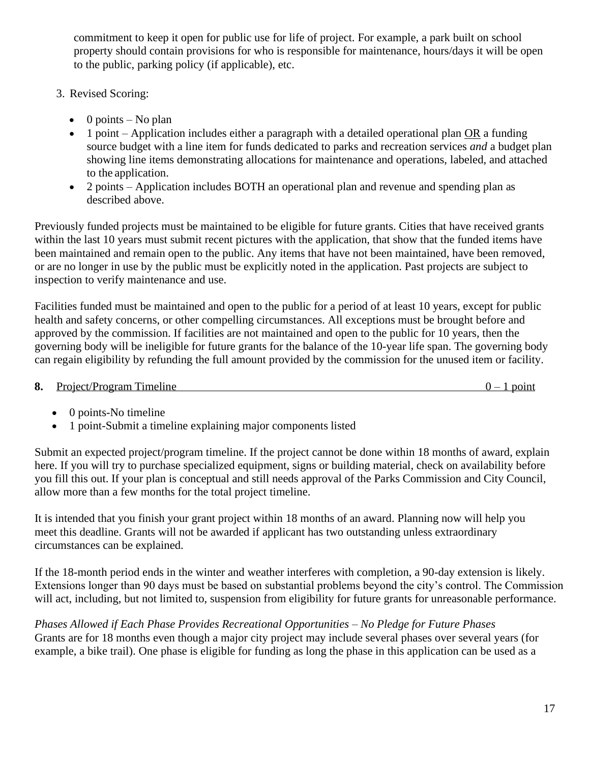commitment to keep it open for public use for life of project. For example, a park built on school property should contain provisions for who is responsible for maintenance, hours/days it will be open to the public, parking policy (if applicable), etc.

3. Revised Scoring:

- 0 points – No plan
- 1 point – Application includes either a paragraph with a detailed operational plan <u>OR</u> a funding source budget with a line item for funds dedicated to parks and recreation services *and* a budget plan showing line items demonstrating allocations for maintenance and operations, labeled, and attached to the application.
- 2 points – Application includes BOTH an operational plan and revenue and spending plan as described above.

Previously funded projects must be maintained to be eligible for future grants. Cities that have received grants within the last 10 years must submit recent pictures with the application, that show that the funded items have been maintained and remain open to the public. Any items that have not been maintained, have been removed, or are no longer in use by the public must be explicitly noted in the application. Past projects are subject to inspection to verify maintenance and use.

Facilities funded must be maintained and open to the public for a period of at least 10 years, except for public health and safety concerns, or other compelling circumstances. All exceptions must be brought before and approved by the commission. If facilities are not maintained and open to the public for 10 years, then the governing body will be ineligible for future grants for the balance of the 10-year life span. The governing body can regain eligibility by refunding the full amount provided by the commission for the unused item or facility.

**8.** <u>Project/Program Timeline</u> <u>0 – 1 point</u>

- 0 points-No timeline
- 1 point-Submit a timeline explaining major components listed

Submit an expected project/program timeline. If the project cannot be done within 18 months of award, explain here. If you will try to purchase specialized equipment, signs or building material, check on availability before you fill this out. If your plan is conceptual and still needs approval of the Parks Commission and City Council, allow more than a few months for the total project timeline.

It is intended that you finish your grant project within 18 months of an award. Planning now will help you meet this deadline. Grants will not be awarded if applicant has two outstanding unless extraordinary circumstances can be explained.

If the 18-month period ends in the winter and weather interferes with completion, a 90-day extension is likely. Extensions longer than 90 days must be based on substantial problems beyond the city's control. The Commission will act, including, but not limited to, suspension from eligibility for future grants for unreasonable performance.

*Phases Allowed if Each Phase Provides Recreational Opportunities – No Pledge for Future Phases*
Grants are for 18 months even though a major city project may include several phases over several years (for example, a bike trail). One phase is eligible for funding as long the phase in this application can be used as a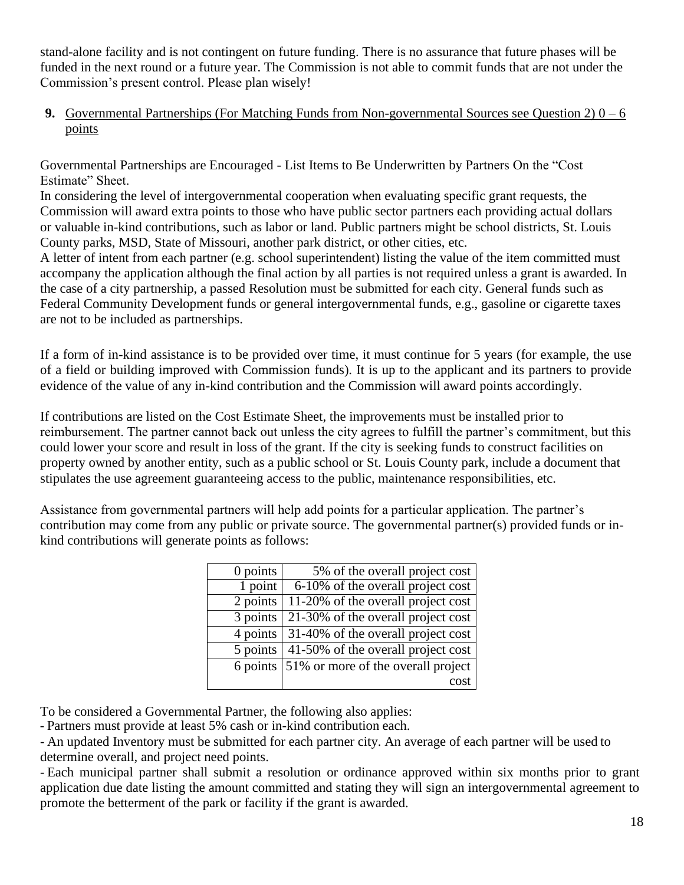stand-alone facility and is not contingent on future funding. There is no assurance that future phases will be funded in the next round or a future year. The Commission is not able to commit funds that are not under the Commission's present control. Please plan wisely!

**9.** <u>Governmental Partnerships (For Matching Funds from Non-governmental Sources see Question 2) 0 – 6 points</u>

Governmental Partnerships are Encouraged - List Items to Be Underwritten by Partners On the "Cost Estimate" Sheet.
In considering the level of intergovernmental cooperation when evaluating specific grant requests, the Commission will award extra points to those who have public sector partners each providing actual dollars or valuable in-kind contributions, such as labor or land. Public partners might be school districts, St. Louis County parks, MSD, State of Missouri, another park district, or other cities, etc.
A letter of intent from each partner (e.g. school superintendent) listing the value of the item committed must accompany the application although the final action by all parties is not required unless a grant is awarded. In the case of a city partnership, a passed Resolution must be submitted for each city. General funds such as Federal Community Development funds or general intergovernmental funds, e.g., gasoline or cigarette taxes are not to be included as partnerships.

If a form of in-kind assistance is to be provided over time, it must continue for 5 years (for example, the use of a field or building improved with Commission funds). It is up to the applicant and its partners to provide evidence of the value of any in-kind contribution and the Commission will award points accordingly.

If contributions are listed on the Cost Estimate Sheet, the improvements must be installed prior to reimbursement. The partner cannot back out unless the city agrees to fulfill the partner's commitment, but this could lower your score and result in loss of the grant. If the city is seeking funds to construct facilities on property owned by another entity, such as a public school or St. Louis County park, include a document that stipulates the use agreement guaranteeing access to the public, maintenance responsibilities, etc.

Assistance from governmental partners will help add points for a particular application. The partner's contribution may come from any public or private source. The governmental partner(s) provided funds or in-kind contributions will generate points as follows:

| Points | Percentage |
|---|---|
| 0 points | 5% of the overall project cost |
| 1 point | 6-10% of the overall project cost |
| 2 points | 11-20% of the overall project cost |
| 3 points | 21-30% of the overall project cost |
| 4 points | 31-40% of the overall project cost |
| 5 points | 41-50% of the overall project cost |
| 6 points | 51% or more of the overall project cost |

To be considered a Governmental Partner, the following also applies:
- Partners must provide at least 5% cash or in-kind contribution each.
- An updated Inventory must be submitted for each partner city. An average of each partner will be used to determine overall, and project need points.
- Each municipal partner shall submit a resolution or ordinance approved within six months prior to grant application due date listing the amount committed and stating they will sign an intergovernmental agreement to promote the betterment of the park or facility if the grant is awarded.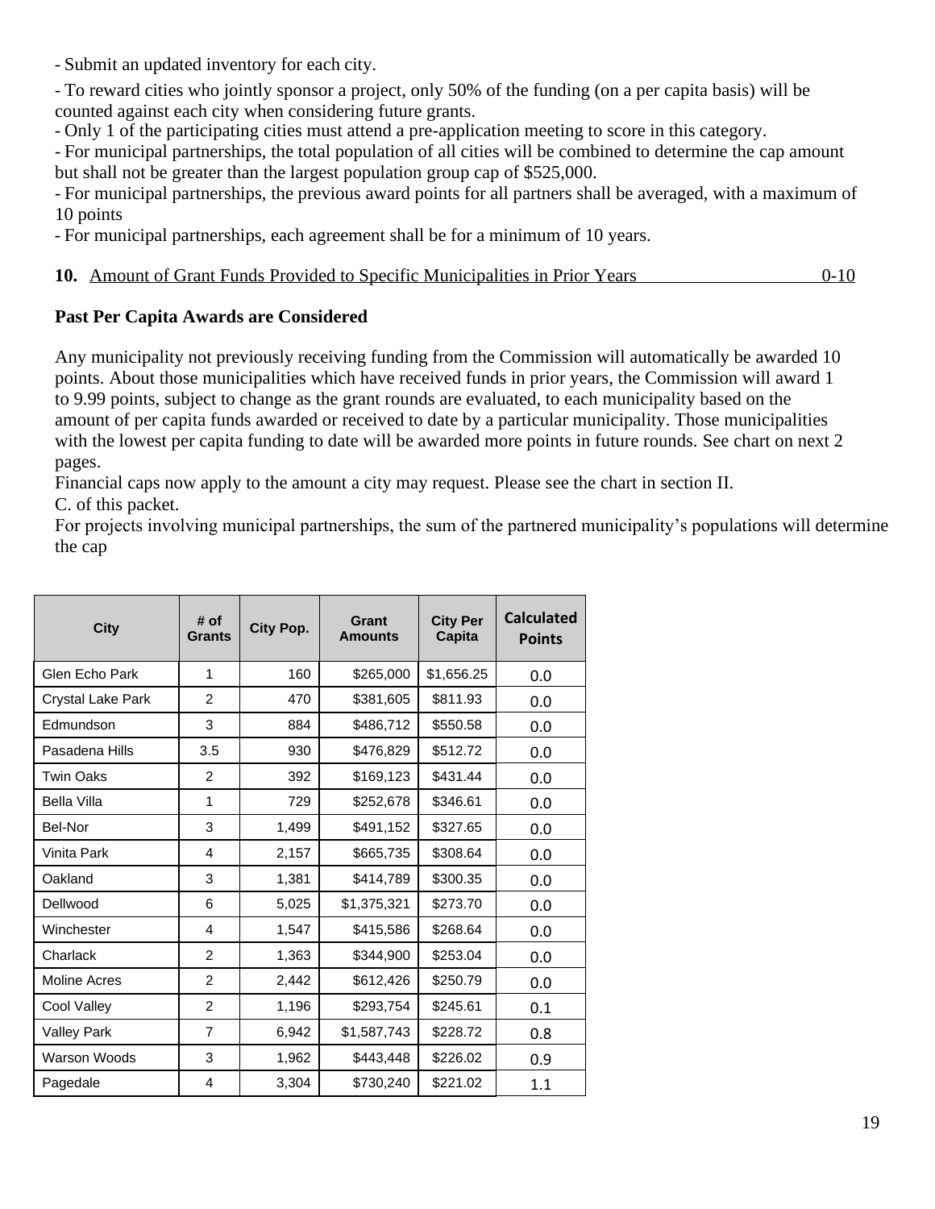- Submit an updated inventory for each city.
- To reward cities who jointly sponsor a project, only 50% of the funding (on a per capita basis) will be counted against each city when considering future grants.
- Only 1 of the participating cities must attend a pre-application meeting to score in this category.
- For municipal partnerships, the total population of all cities will be combined to determine the cap amount but shall not be greater than the largest population group cap of $525,000.
- For municipal partnerships, the previous award points for all partners shall be averaged, with a maximum of 10 points
- For municipal partnerships, each agreement shall be for a minimum of 10 years.

**10.** Amount of Grant Funds Provided to Specific Municipalities in Prior Years 0-10

**Past Per Capita Awards are Considered**

Any municipality not previously receiving funding from the Commission will automatically be awarded 10 points. About those municipalities which have received funds in prior years, the Commission will award 1 to 9.99 points, subject to change as the grant rounds are evaluated, to each municipality based on the amount of per capita funds awarded or received to date by a particular municipality. Those municipalities with the lowest per capita funding to date will be awarded more points in future rounds. See chart on next 2 pages.

Financial caps now apply to the amount a city may request. Please see the chart in section II. C. of this packet.

For projects involving municipal partnerships, the sum of the partnered municipality's populations will determine the cap

| City | # of Grants | City Pop. | Grant Amounts | City Per Capita | Calculated Points |
|---|---|---|---|---|---|
| Glen Echo Park | 1 | 160 | $265,000 | $1,656.25 | 0.0 |
| Crystal Lake Park | 2 | 470 | $381,605 | $811.93 | 0.0 |
| Edmundson | 3 | 884 | $486,712 | $550.58 | 0.0 |
| Pasadena Hills | 3.5 | 930 | $476,829 | $512.72 | 0.0 |
| Twin Oaks | 2 | 392 | $169,123 | $431.44 | 0.0 |
| Bella Villa | 1 | 729 | $252,678 | $346.61 | 0.0 |
| Bel-Nor | 3 | 1,499 | $491,152 | $327.65 | 0.0 |
| Vinita Park | 4 | 2,157 | $665,735 | $308.64 | 0.0 |
| Oakland | 3 | 1,381 | $414,789 | $300.35 | 0.0 |
| Dellwood | 6 | 5,025 | $1,375,321 | $273.70 | 0.0 |
| Winchester | 4 | 1,547 | $415,586 | $268.64 | 0.0 |
| Charlack | 2 | 1,363 | $344,900 | $253.04 | 0.0 |
| Moline Acres | 2 | 2,442 | $612,426 | $250.79 | 0.0 |
| Cool Valley | 2 | 1,196 | $293,754 | $245.61 | 0.1 |
| Valley Park | 7 | 6,942 | $1,587,743 | $228.72 | 0.8 |
| Warson Woods | 3 | 1,962 | $443,448 | $226.02 | 0.9 |
| Pagedale | 4 | 3,304 | $730,240 | $221.02 | 1.1 |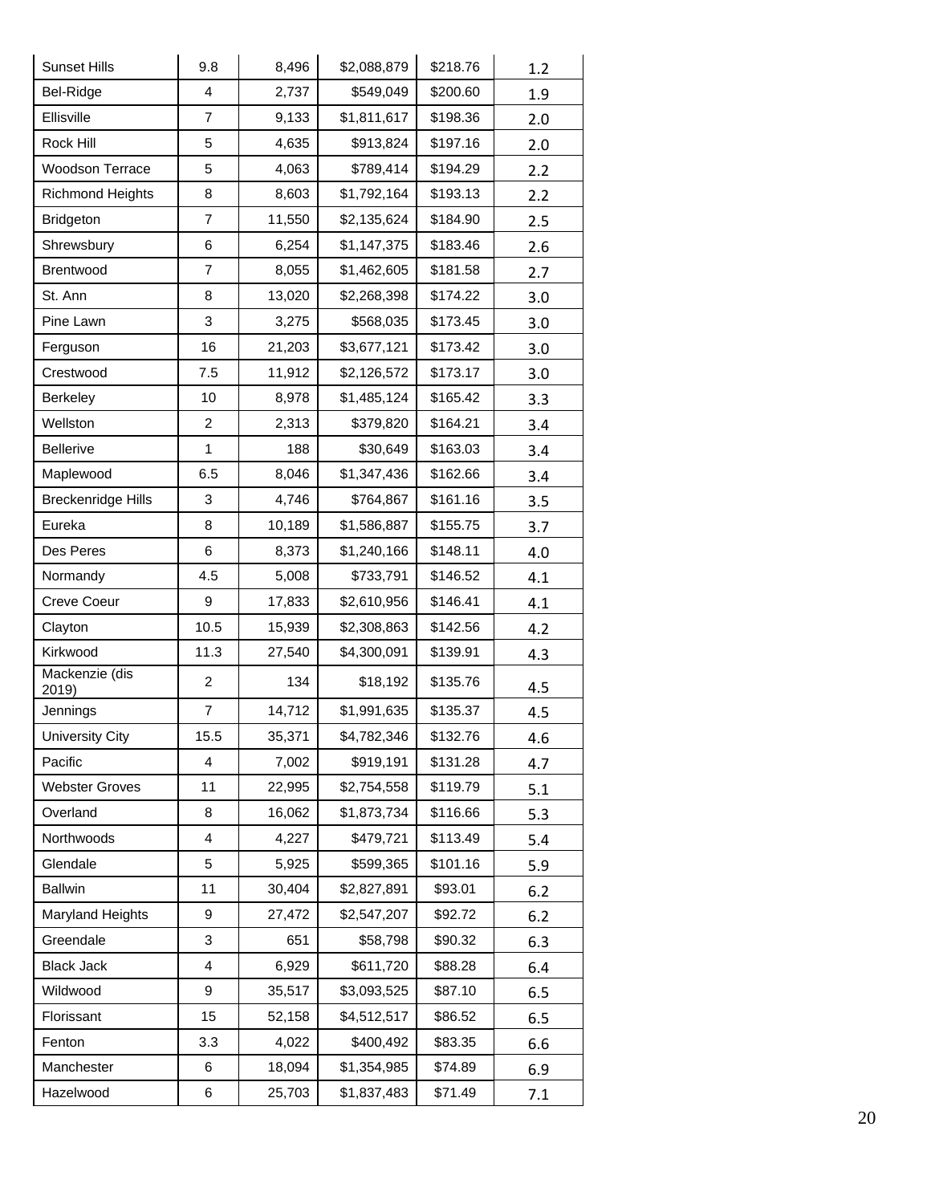| Sunset Hills | 9.8 | 8,496 | $2,088,879 | $218.76 | 1.2 |
|---|---|---|---|---|---|
| Bel-Ridge | 4 | 2,737 | $549,049 | $200.60 | 1.9 |
| Ellisville | 7 | 9,133 | $1,811,617 | $198.36 | 2.0 |
| Rock Hill | 5 | 4,635 | $913,824 | $197.16 | 2.0 |
| Woodson Terrace | 5 | 4,063 | $789,414 | $194.29 | 2.2 |
| Richmond Heights | 8 | 8,603 | $1,792,164 | $193.13 | 2.2 |
| Bridgeton | 7 | 11,550 | $2,135,624 | $184.90 | 2.5 |
| Shrewsbury | 6 | 6,254 | $1,147,375 | $183.46 | 2.6 |
| Brentwood | 7 | 8,055 | $1,462,605 | $181.58 | 2.7 |
| St. Ann | 8 | 13,020 | $2,268,398 | $174.22 | 3.0 |
| Pine Lawn | 3 | 3,275 | $568,035 | $173.45 | 3.0 |
| Ferguson | 16 | 21,203 | $3,677,121 | $173.42 | 3.0 |
| Crestwood | 7.5 | 11,912 | $2,126,572 | $173.17 | 3.0 |
| Berkeley | 10 | 8,978 | $1,485,124 | $165.42 | 3.3 |
| Wellston | 2 | 2,313 | $379,820 | $164.21 | 3.4 |
| Bellerive | 1 | 188 | $30,649 | $163.03 | 3.4 |
| Maplewood | 6.5 | 8,046 | $1,347,436 | $162.66 | 3.4 |
| Breckenridge Hills | 3 | 4,746 | $764,867 | $161.16 | 3.5 |
| Eureka | 8 | 10,189 | $1,586,887 | $155.75 | 3.7 |
| Des Peres | 6 | 8,373 | $1,240,166 | $148.11 | 4.0 |
| Normandy | 4.5 | 5,008 | $733,791 | $146.52 | 4.1 |
| Creve Coeur | 9 | 17,833 | $2,610,956 | $146.41 | 4.1 |
| Clayton | 10.5 | 15,939 | $2,308,863 | $142.56 | 4.2 |
| Kirkwood | 11.3 | 27,540 | $4,300,091 | $139.91 | 4.3 |
| Mackenzie (dis 2019) | 2 | 134 | $18,192 | $135.76 | 4.5 |
| Jennings | 7 | 14,712 | $1,991,635 | $135.37 | 4.5 |
| University City | 15.5 | 35,371 | $4,782,346 | $132.76 | 4.6 |
| Pacific | 4 | 7,002 | $919,191 | $131.28 | 4.7 |
| Webster Groves | 11 | 22,995 | $2,754,558 | $119.79 | 5.1 |
| Overland | 8 | 16,062 | $1,873,734 | $116.66 | 5.3 |
| Northwoods | 4 | 4,227 | $479,721 | $113.49 | 5.4 |
| Glendale | 5 | 5,925 | $599,365 | $101.16 | 5.9 |
| Ballwin | 11 | 30,404 | $2,827,891 | $93.01 | 6.2 |
| Maryland Heights | 9 | 27,472 | $2,547,207 | $92.72 | 6.2 |
| Greendale | 3 | 651 | $58,798 | $90.32 | 6.3 |
| Black Jack | 4 | 6,929 | $611,720 | $88.28 | 6.4 |
| Wildwood | 9 | 35,517 | $3,093,525 | $87.10 | 6.5 |
| Florissant | 15 | 52,158 | $4,512,517 | $86.52 | 6.5 |
| Fenton | 3.3 | 4,022 | $400,492 | $83.35 | 6.6 |
| Manchester | 6 | 18,094 | $1,354,985 | $74.89 | 6.9 |
| Hazelwood | 6 | 25,703 | $1,837,483 | $71.49 | 7.1 |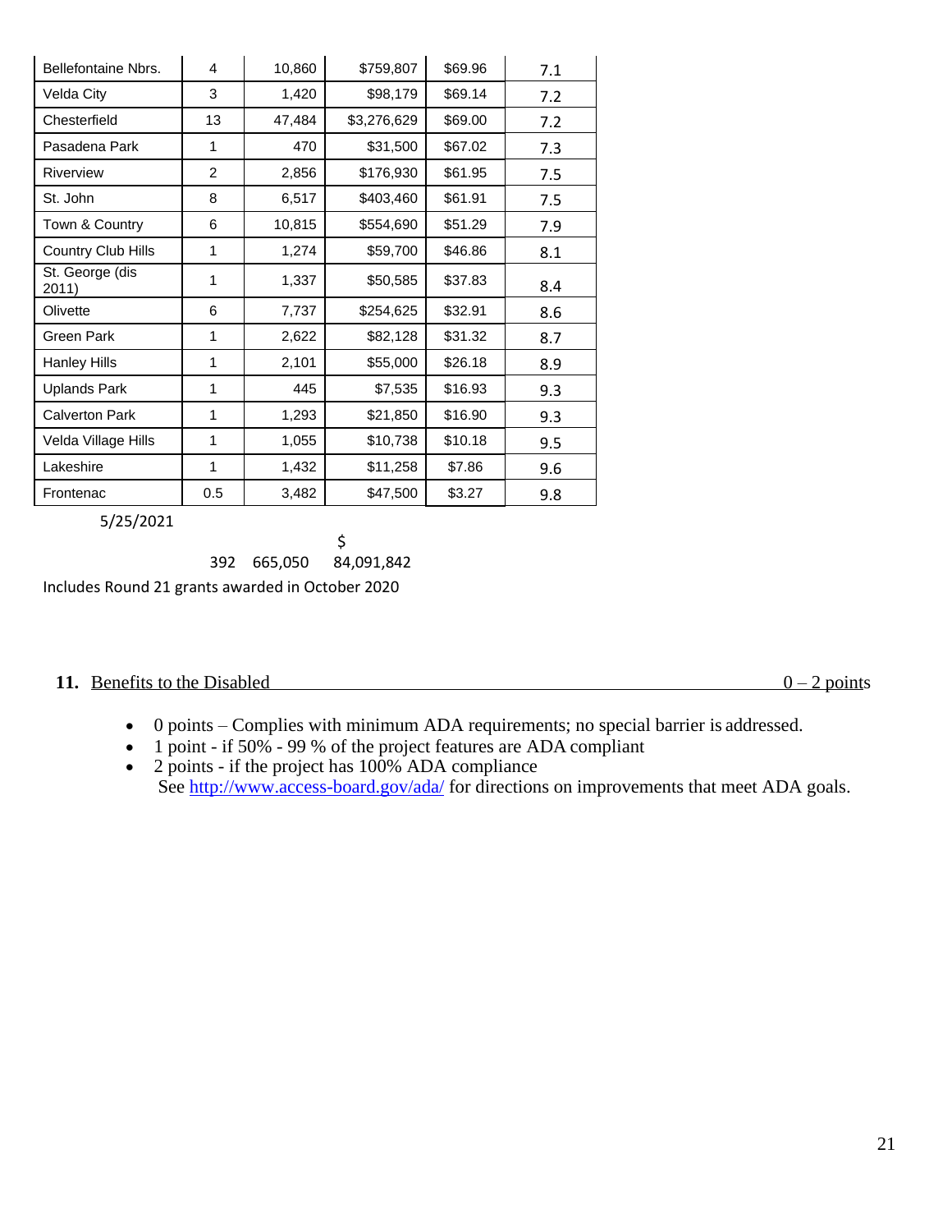| | | | | | |
|---|---|---|---|---|---|
| Bellefontaine Nbrs. | 4 | 10,860 | $759,807 | $69.96 | 7.1 |
| Velda City | 3 | 1,420 | $98,179 | $69.14 | 7.2 |
| Chesterfield | 13 | 47,484 | $3,276,629 | $69.00 | 7.2 |
| Pasadena Park | 1 | 470 | $31,500 | $67.02 | 7.3 |
| Riverview | 2 | 2,856 | $176,930 | $61.95 | 7.5 |
| St. John | 8 | 6,517 | $403,460 | $61.91 | 7.5 |
| Town & Country | 6 | 10,815 | $554,690 | $51.29 | 7.9 |
| Country Club Hills | 1 | 1,274 | $59,700 | $46.86 | 8.1 |
| St. George (dis 2011) | 1 | 1,337 | $50,585 | $37.83 | 8.4 |
| Olivette | 6 | 7,737 | $254,625 | $32.91 | 8.6 |
| Green Park | 1 | 2,622 | $82,128 | $31.32 | 8.7 |
| Hanley Hills | 1 | 2,101 | $55,000 | $26.18 | 8.9 |
| Uplands Park | 1 | 445 | $7,535 | $16.93 | 9.3 |
| Calverton Park | 1 | 1,293 | $21,850 | $16.90 | 9.3 |
| Velda Village Hills | 1 | 1,055 | $10,738 | $10.18 | 9.5 |
| Lakeshire | 1 | 1,432 | $11,258 | $7.86 | 9.6 |
| Frontenac | 0.5 | 3,482 | $47,500 | $3.27 | 9.8 |
| 5/25/2021 | | | | | |
| | 392 | 665,050 | $ 84,091,842 | | |

Includes Round 21 grants awarded in October 2020

**11.** Benefits to the Disabled 0 – 2 points

- 0 points – Complies with minimum ADA requirements; no special barrier is addressed.
- 1 point - if 50% - 99 % of the project features are ADA compliant
- 2 points - if the project has 100% ADA compliance
  See http://www.access-board.gov/ada/ for directions on improvements that meet ADA goals.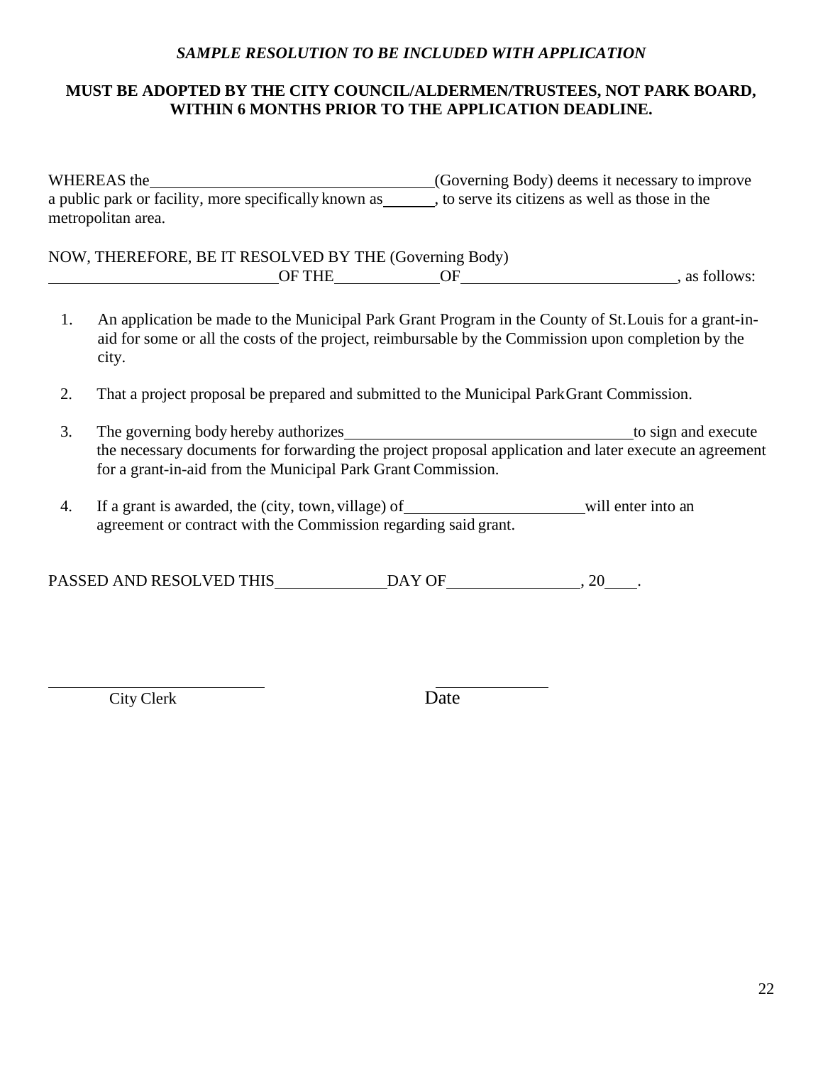***SAMPLE RESOLUTION TO BE INCLUDED WITH APPLICATION***

**MUST BE ADOPTED BY THE CITY COUNCIL/ALDERMEN/TRUSTEES, NOT PARK BOARD, WITHIN 6 MONTHS PRIOR TO THE APPLICATION DEADLINE.**

WHEREAS the \_\_\_\_\_\_\_\_\_\_\_\_\_\_\_\_\_\_\_\_\_\_\_\_\_\_\_\_\_\_\_\_\_\_\_(Governing Body) deems it necessary to improve a public park or facility, more specifically known as \_\_\_\_\_\_, to serve its citizens as well as those in the metropolitan area.

NOW, THEREFORE, BE IT RESOLVED BY THE (Governing Body) \_\_\_\_\_\_\_\_\_\_\_\_\_\_\_\_\_\_\_\_\_\_\_\_\_\_\_\_OF THE\_\_\_\_\_\_\_\_\_\_\_\_\_OF\_\_\_\_\_\_\_\_\_\_\_\_\_\_\_\_\_\_\_\_\_\_\_\_\_\_\_, as follows:

1. An application be made to the Municipal Park Grant Program in the County of St.Louis for a grant-in-aid for some or all the costs of the project, reimbursable by the Commission upon completion by the city.
2. That a project proposal be prepared and submitted to the Municipal Park Grant Commission.
3. The governing body hereby authorizes\_\_\_\_\_\_\_\_\_\_\_\_\_\_\_\_\_\_\_\_\_\_\_\_\_\_\_\_\_\_\_\_\_\_\_\_to sign and execute the necessary documents for forwarding the project proposal application and later execute an agreement for a grant-in-aid from the Municipal Park Grant Commission.
4. If a grant is awarded, the (city, town, village) of\_\_\_\_\_\_\_\_\_\_\_\_\_\_\_\_\_\_\_\_\_\_will enter into an agreement or contract with the Commission regarding said grant.

PASSED AND RESOLVED THIS\_\_\_\_\_\_\_\_\_\_\_\_\_\_DAY OF\_\_\_\_\_\_\_\_\_\_\_\_\_\_\_\_, 20\_\_\_\_.

\_\_\_\_\_\_\_\_\_\_\_\_\_\_\_\_\_\_\_\_\_\_\_\_\_\_\_\_ \_\_\_\_\_\_\_\_\_\_\_\_\_\_
City Clerk Date